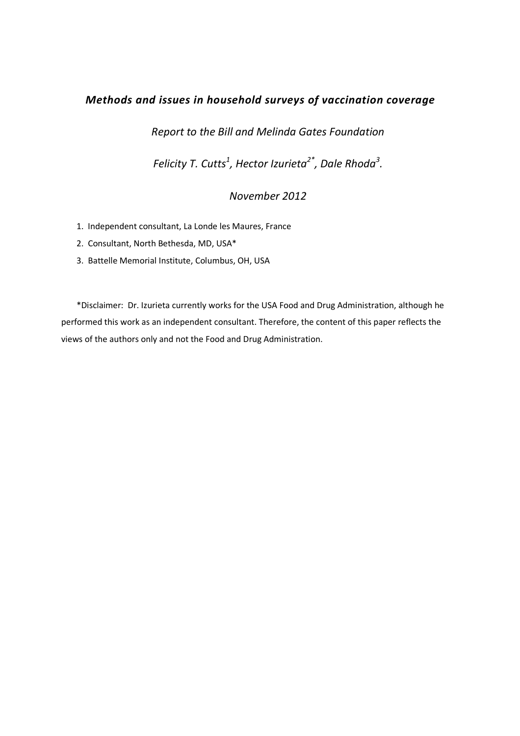# *Methods and issues in household surveys of vaccination coverage*

*Report to the Bill and Melinda Gates Foundation*

*Felicity T. Cutts[1], Hector Izurieta[2*], Dale Rhoda[3].*

*November 2012*

1. Independent consultant, La Londe les Maures, France
2. Consultant, North Bethesda, MD, USA*
3. Battelle Memorial Institute, Columbus, OH, USA

*Disclaimer: Dr. Izurieta currently works for the USA Food and Drug Administration, although he performed this work as an independent consultant. Therefore, the content of this paper reflects the views of the authors only and not the Food and Drug Administration.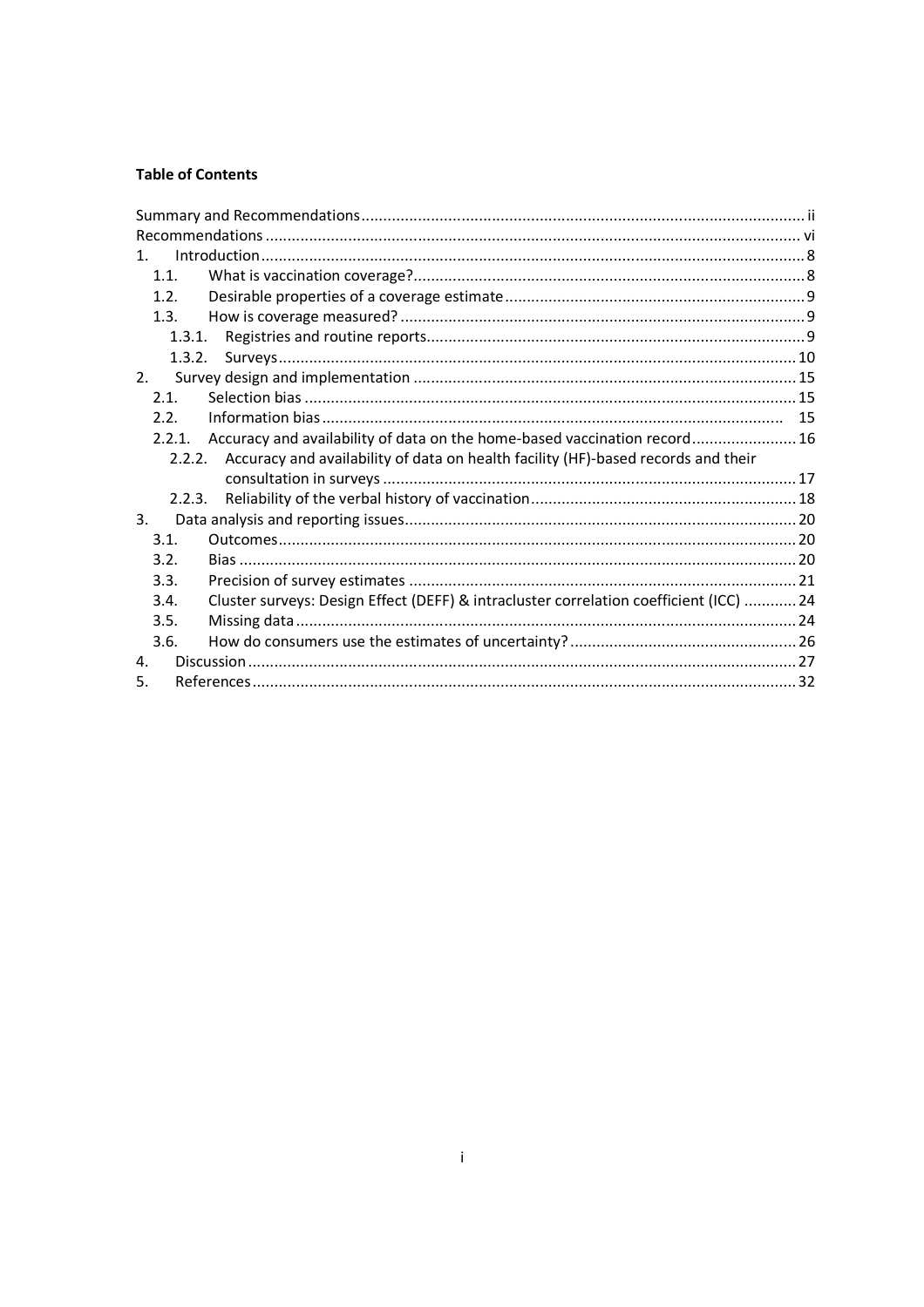**Table of Contents**

Summary and Recommendations ..................................................... ii
Recommendations ..................................................... vi
1. Introduction ..................................................... 8
   1.1. What is vaccination coverage? ..................................................... 8
   1.2. Desirable properties of a coverage estimate ..................................................... 9
   1.3. How is coverage measured? ..................................................... 9
      1.3.1. Registries and routine reports ..................................................... 9
      1.3.2. Surveys ..................................................... 10
2. Survey design and implementation ..................................................... 15
   2.1. Selection bias ..................................................... 15
   2.2. Information bias ..................................................... 15
   2.2.1. Accuracy and availability of data on the home-based vaccination record ..................................................... 16
      2.2.2. Accuracy and availability of data on health facility (HF)-based records and their consultation in surveys ..................................................... 17
      2.2.3. Reliability of the verbal history of vaccination ..................................................... 18
3. Data analysis and reporting issues ..................................................... 20
   3.1. Outcomes ..................................................... 20
   3.2. Bias ..................................................... 20
   3.3. Precision of survey estimates ..................................................... 21
   3.4. Cluster surveys: Design Effect (DEFF) & intracluster correlation coefficient (ICC) ..................................................... 24
   3.5. Missing data ..................................................... 24
   3.6. How do consumers use the estimates of uncertainty? ..................................................... 26
4. Discussion ..................................................... 27
5. References ..................................................... 32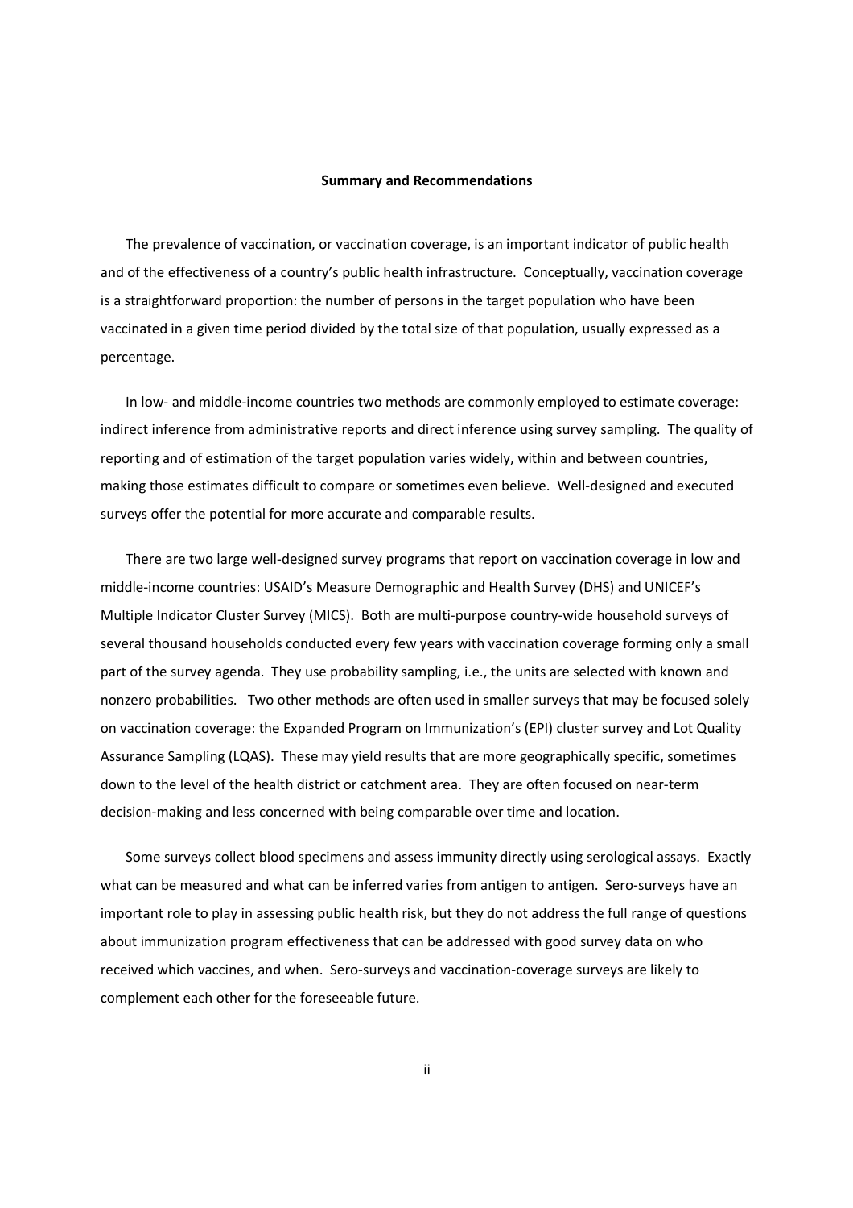## Summary and Recommendations

The prevalence of vaccination, or vaccination coverage, is an important indicator of public health and of the effectiveness of a country's public health infrastructure. Conceptually, vaccination coverage is a straightforward proportion: the number of persons in the target population who have been vaccinated in a given time period divided by the total size of that population, usually expressed as a percentage.

In low- and middle-income countries two methods are commonly employed to estimate coverage: indirect inference from administrative reports and direct inference using survey sampling. The quality of reporting and of estimation of the target population varies widely, within and between countries, making those estimates difficult to compare or sometimes even believe. Well-designed and executed surveys offer the potential for more accurate and comparable results.

There are two large well-designed survey programs that report on vaccination coverage in low and middle-income countries: USAID's Measure Demographic and Health Survey (DHS) and UNICEF's Multiple Indicator Cluster Survey (MICS). Both are multi-purpose country-wide household surveys of several thousand households conducted every few years with vaccination coverage forming only a small part of the survey agenda. They use probability sampling, i.e., the units are selected with known and nonzero probabilities. Two other methods are often used in smaller surveys that may be focused solely on vaccination coverage: the Expanded Program on Immunization's (EPI) cluster survey and Lot Quality Assurance Sampling (LQAS). These may yield results that are more geographically specific, sometimes down to the level of the health district or catchment area. They are often focused on near-term decision-making and less concerned with being comparable over time and location.

Some surveys collect blood specimens and assess immunity directly using serological assays. Exactly what can be measured and what can be inferred varies from antigen to antigen. Sero-surveys have an important role to play in assessing public health risk, but they do not address the full range of questions about immunization program effectiveness that can be addressed with good survey data on who received which vaccines, and when. Sero-surveys and vaccination-coverage surveys are likely to complement each other for the foreseeable future.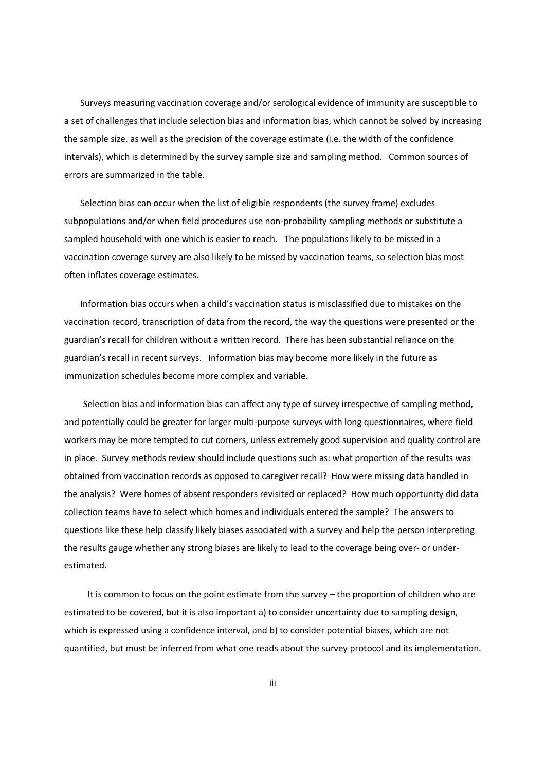Surveys measuring vaccination coverage and/or serological evidence of immunity are susceptible to a set of challenges that include selection bias and information bias, which cannot be solved by increasing the sample size, as well as the precision of the coverage estimate (i.e. the width of the confidence intervals), which is determined by the survey sample size and sampling method. Common sources of errors are summarized in the table.

Selection bias can occur when the list of eligible respondents (the survey frame) excludes subpopulations and/or when field procedures use non-probability sampling methods or substitute a sampled household with one which is easier to reach. The populations likely to be missed in a vaccination coverage survey are also likely to be missed by vaccination teams, so selection bias most often inflates coverage estimates.

Information bias occurs when a child's vaccination status is misclassified due to mistakes on the vaccination record, transcription of data from the record, the way the questions were presented or the guardian's recall for children without a written record. There has been substantial reliance on the guardian's recall in recent surveys. Information bias may become more likely in the future as immunization schedules become more complex and variable.

Selection bias and information bias can affect any type of survey irrespective of sampling method, and potentially could be greater for larger multi-purpose surveys with long questionnaires, where field workers may be more tempted to cut corners, unless extremely good supervision and quality control are in place. Survey methods review should include questions such as: what proportion of the results was obtained from vaccination records as opposed to caregiver recall? How were missing data handled in the analysis? Were homes of absent responders revisited or replaced? How much opportunity did data collection teams have to select which homes and individuals entered the sample? The answers to questions like these help classify likely biases associated with a survey and help the person interpreting the results gauge whether any strong biases are likely to lead to the coverage being over- or under-estimated.

It is common to focus on the point estimate from the survey – the proportion of children who are estimated to be covered, but it is also important a) to consider uncertainty due to sampling design, which is expressed using a confidence interval, and b) to consider potential biases, which are not quantified, but must be inferred from what one reads about the survey protocol and its implementation.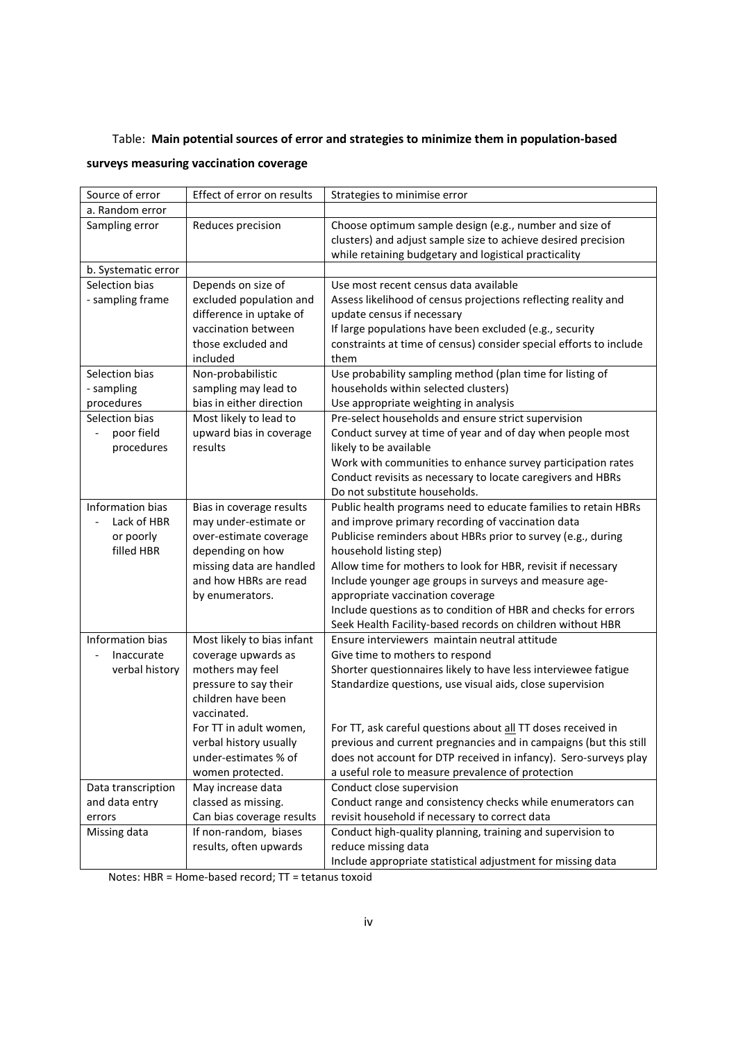Table: **Main potential sources of error and strategies to minimize them in population-based surveys measuring vaccination coverage**

| Source of error | Effect of error on results | Strategies to minimise error |
|---|---|---|
| a. Random error | | |
| Sampling error | Reduces precision | Choose optimum sample design (e.g., number and size of clusters) and adjust sample size to achieve desired precision while retaining budgetary and logistical practicality |
| b. Systematic error | | |
| Selection bias - sampling frame | Depends on size of excluded population and difference in uptake of vaccination between those excluded and included | Use most recent census data available<br>Assess likelihood of census projections reflecting reality and update census if necessary<br>If large populations have been excluded (e.g., security constraints at time of census) consider special efforts to include them |
| Selection bias - sampling procedures | Non-probabilistic sampling may lead to bias in either direction | Use probability sampling method (plan time for listing of households within selected clusters)<br>Use appropriate weighting in analysis |
| Selection bias - poor field procedures | Most likely to lead to upward bias in coverage results | Pre-select households and ensure strict supervision<br>Conduct survey at time of year and of day when people most likely to be available<br>Work with communities to enhance survey participation rates<br>Conduct revisits as necessary to locate caregivers and HBRs<br>Do not substitute households. |
| Information bias - Lack of HBR or poorly filled HBR | Bias in coverage results may under-estimate or over-estimate coverage depending on how missing data are handled and how HBRs are read by enumerators. | Public health programs need to educate families to retain HBRs and improve primary recording of vaccination data<br>Publicise reminders about HBRs prior to survey (e.g., during household listing step)<br>Allow time for mothers to look for HBR, revisit if necessary<br>Include younger age groups in surveys and measure age-appropriate vaccination coverage<br>Include questions as to condition of HBR and checks for errors<br>Seek Health Facility-based records on children without HBR |
| Information bias - Inaccurate verbal history | Most likely to bias infant coverage upwards as mothers may feel pressure to say their children have been vaccinated.<br>For TT in adult women, verbal history usually under-estimates % of women protected. | Ensure interviewers maintain neutral attitude<br>Give time to mothers to respond<br>Shorter questionnaires likely to have less interviewee fatigue<br>Standardize questions, use visual aids, close supervision<br>For TT, ask careful questions about <u>all</u> TT doses received in previous and current pregnancies and in campaigns (but this still does not account for DTP received in infancy). Sero-surveys play a useful role to measure prevalence of protection |
| Data transcription and data entry errors | May increase data classed as missing.<br>Can bias coverage results | Conduct close supervision<br>Conduct range and consistency checks while enumerators can revisit household if necessary to correct data |
| Missing data | If non-random, biases results, often upwards | Conduct high-quality planning, training and supervision to reduce missing data<br>Include appropriate statistical adjustment for missing data |

Notes: HBR = Home-based record; TT = tetanus toxoid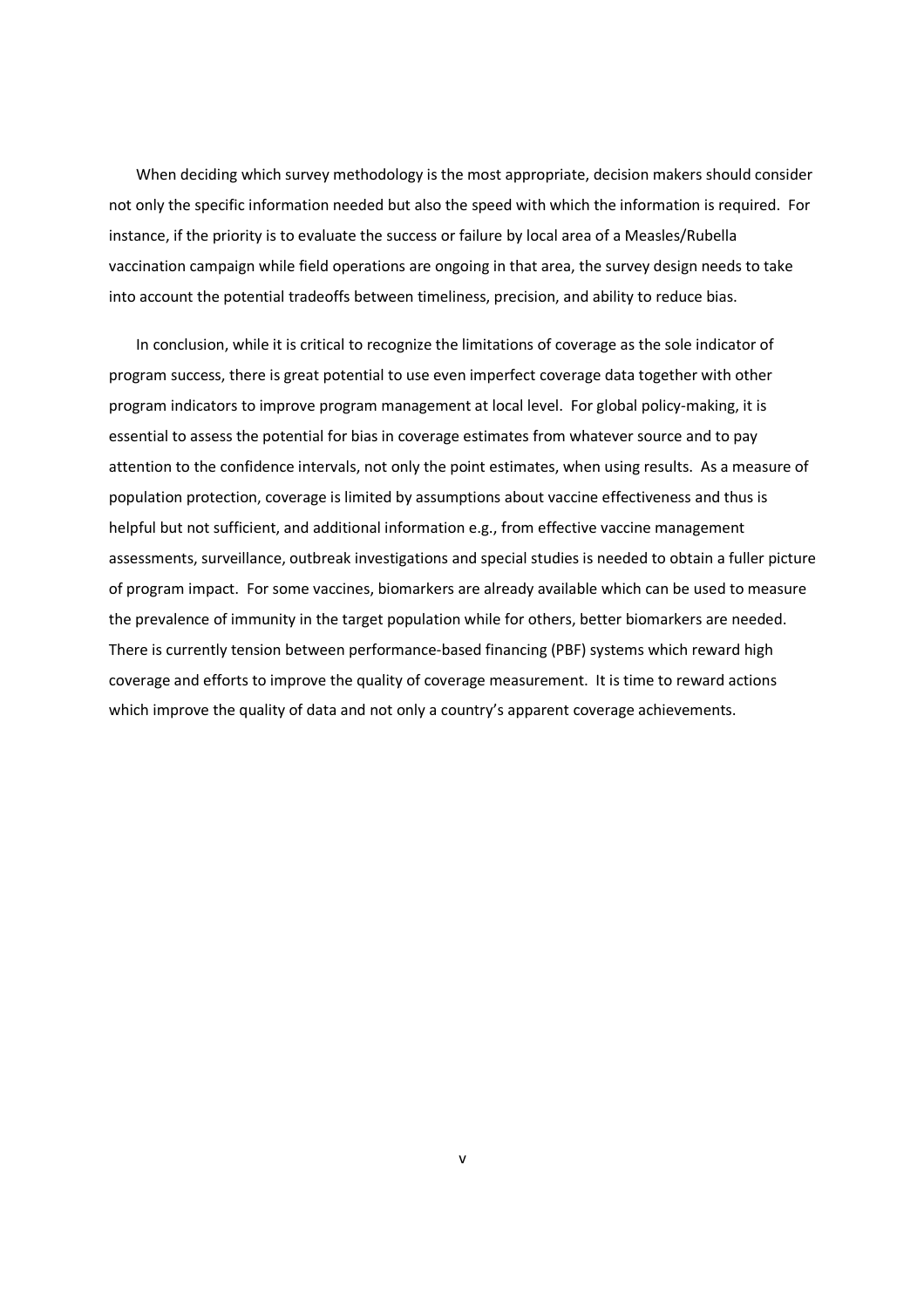When deciding which survey methodology is the most appropriate, decision makers should consider not only the specific information needed but also the speed with which the information is required. For instance, if the priority is to evaluate the success or failure by local area of a Measles/Rubella vaccination campaign while field operations are ongoing in that area, the survey design needs to take into account the potential tradeoffs between timeliness, precision, and ability to reduce bias.

In conclusion, while it is critical to recognize the limitations of coverage as the sole indicator of program success, there is great potential to use even imperfect coverage data together with other program indicators to improve program management at local level. For global policy-making, it is essential to assess the potential for bias in coverage estimates from whatever source and to pay attention to the confidence intervals, not only the point estimates, when using results. As a measure of population protection, coverage is limited by assumptions about vaccine effectiveness and thus is helpful but not sufficient, and additional information e.g., from effective vaccine management assessments, surveillance, outbreak investigations and special studies is needed to obtain a fuller picture of program impact. For some vaccines, biomarkers are already available which can be used to measure the prevalence of immunity in the target population while for others, better biomarkers are needed. There is currently tension between performance-based financing (PBF) systems which reward high coverage and efforts to improve the quality of coverage measurement. It is time to reward actions which improve the quality of data and not only a country's apparent coverage achievements.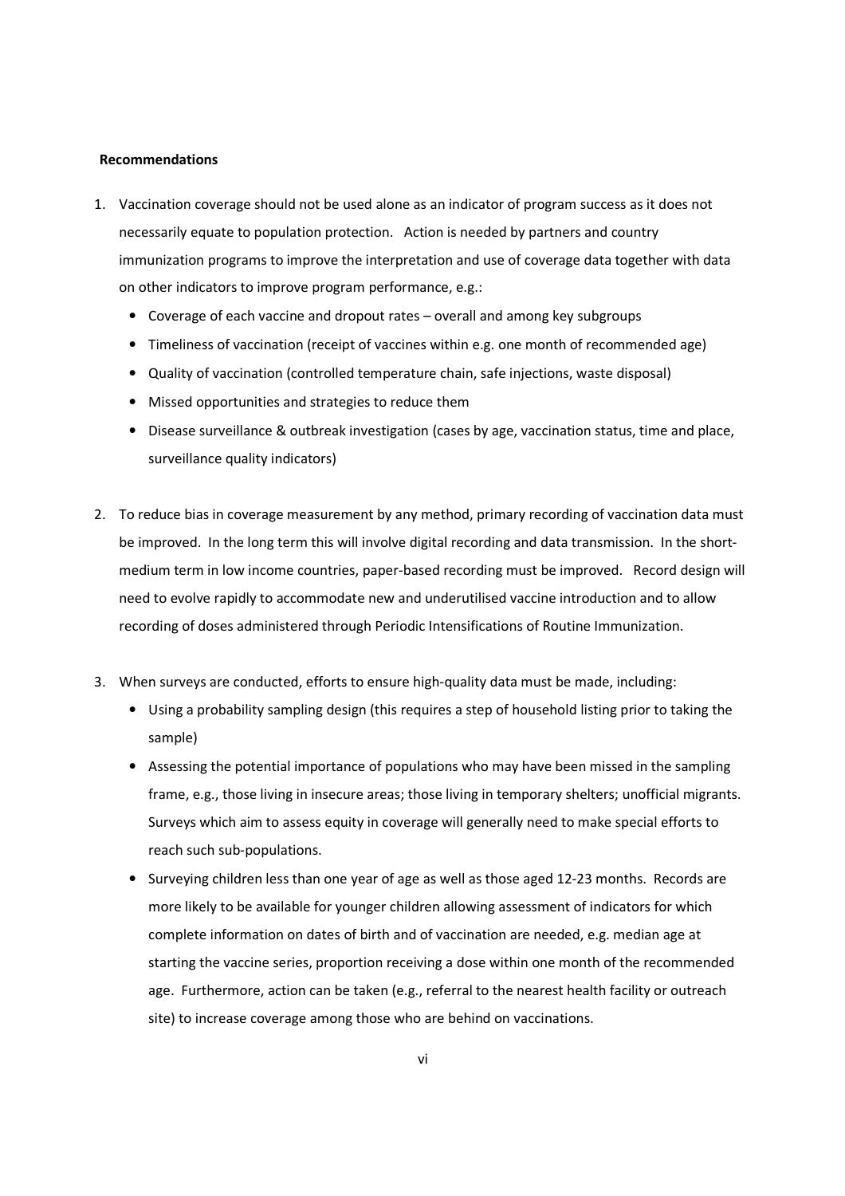**Recommendations**

1. Vaccination coverage should not be used alone as an indicator of program success as it does not necessarily equate to population protection. Action is needed by partners and country immunization programs to improve the interpretation and use of coverage data together with data on other indicators to improve program performance, e.g.:
   - Coverage of each vaccine and dropout rates – overall and among key subgroups
   - Timeliness of vaccination (receipt of vaccines within e.g. one month of recommended age)
   - Quality of vaccination (controlled temperature chain, safe injections, waste disposal)
   - Missed opportunities and strategies to reduce them
   - Disease surveillance & outbreak investigation (cases by age, vaccination status, time and place, surveillance quality indicators)

2. To reduce bias in coverage measurement by any method, primary recording of vaccination data must be improved. In the long term this will involve digital recording and data transmission. In the short-medium term in low income countries, paper-based recording must be improved. Record design will need to evolve rapidly to accommodate new and underutilised vaccine introduction and to allow recording of doses administered through Periodic Intensifications of Routine Immunization.

3. When surveys are conducted, efforts to ensure high-quality data must be made, including:
   - Using a probability sampling design (this requires a step of household listing prior to taking the sample)
   - Assessing the potential importance of populations who may have been missed in the sampling frame, e.g., those living in insecure areas; those living in temporary shelters; unofficial migrants. Surveys which aim to assess equity in coverage will generally need to make special efforts to reach such sub-populations.
   - Surveying children less than one year of age as well as those aged 12-23 months. Records are more likely to be available for younger children allowing assessment of indicators for which complete information on dates of birth and of vaccination are needed, e.g. median age at starting the vaccine series, proportion receiving a dose within one month of the recommended age. Furthermore, action can be taken (e.g., referral to the nearest health facility or outreach site) to increase coverage among those who are behind on vaccinations.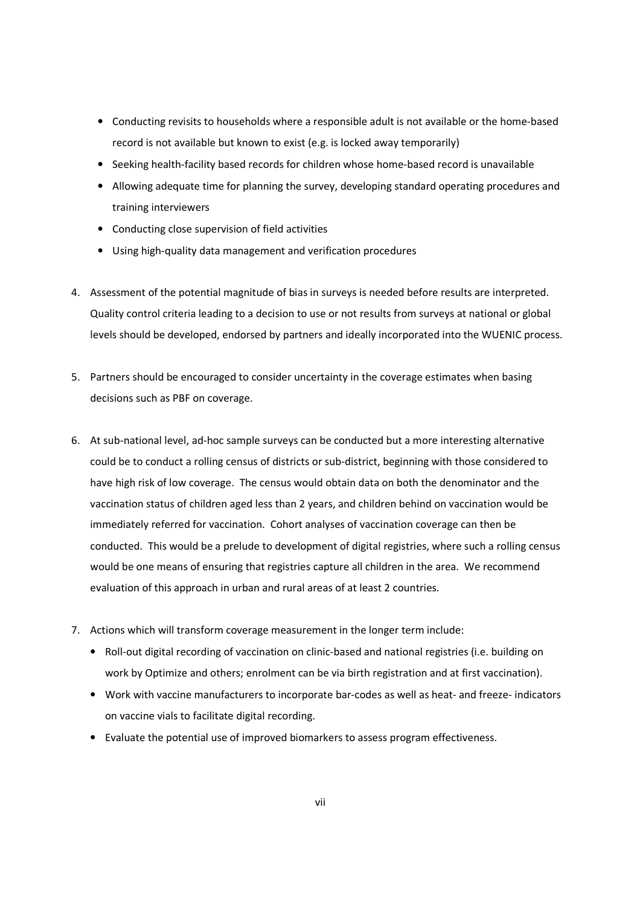- Conducting revisits to households where a responsible adult is not available or the home-based record is not available but known to exist (e.g. is locked away temporarily)
- Seeking health-facility based records for children whose home-based record is unavailable
- Allowing adequate time for planning the survey, developing standard operating procedures and training interviewers
- Conducting close supervision of field activities
- Using high-quality data management and verification procedures

4. Assessment of the potential magnitude of bias in surveys is needed before results are interpreted. Quality control criteria leading to a decision to use or not results from surveys at national or global levels should be developed, endorsed by partners and ideally incorporated into the WUENIC process.

5. Partners should be encouraged to consider uncertainty in the coverage estimates when basing decisions such as PBF on coverage.

6. At sub-national level, ad-hoc sample surveys can be conducted but a more interesting alternative could be to conduct a rolling census of districts or sub-district, beginning with those considered to have high risk of low coverage. The census would obtain data on both the denominator and the vaccination status of children aged less than 2 years, and children behind on vaccination would be immediately referred for vaccination. Cohort analyses of vaccination coverage can then be conducted. This would be a prelude to development of digital registries, where such a rolling census would be one means of ensuring that registries capture all children in the area. We recommend evaluation of this approach in urban and rural areas of at least 2 countries.

7. Actions which will transform coverage measurement in the longer term include:
   - Roll-out digital recording of vaccination on clinic-based and national registries (i.e. building on work by Optimize and others; enrolment can be via birth registration and at first vaccination).
   - Work with vaccine manufacturers to incorporate bar-codes as well as heat- and freeze- indicators on vaccine vials to facilitate digital recording.
   - Evaluate the potential use of improved biomarkers to assess program effectiveness.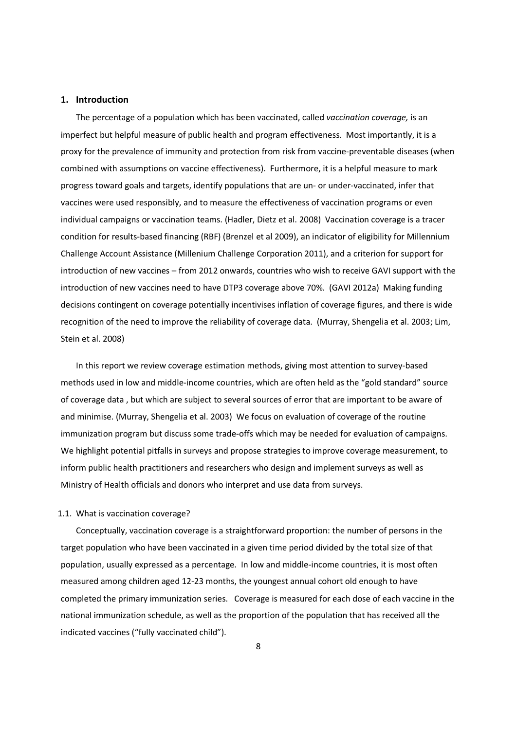## 1. Introduction

The percentage of a population which has been vaccinated, called *vaccination coverage,* is an imperfect but helpful measure of public health and program effectiveness. Most importantly, it is a proxy for the prevalence of immunity and protection from risk from vaccine-preventable diseases (when combined with assumptions on vaccine effectiveness). Furthermore, it is a helpful measure to mark progress toward goals and targets, identify populations that are un- or under-vaccinated, infer that vaccines were used responsibly, and to measure the effectiveness of vaccination programs or even individual campaigns or vaccination teams. (Hadler, Dietz et al. 2008) Vaccination coverage is a tracer condition for results-based financing (RBF) (Brenzel et al 2009), an indicator of eligibility for Millennium Challenge Account Assistance (Millenium Challenge Corporation 2011), and a criterion for support for introduction of new vaccines – from 2012 onwards, countries who wish to receive GAVI support with the introduction of new vaccines need to have DTP3 coverage above 70%. (GAVI 2012a) Making funding decisions contingent on coverage potentially incentivises inflation of coverage figures, and there is wide recognition of the need to improve the reliability of coverage data. (Murray, Shengelia et al. 2003; Lim, Stein et al. 2008)

In this report we review coverage estimation methods, giving most attention to survey-based methods used in low and middle-income countries, which are often held as the "gold standard" source of coverage data , but which are subject to several sources of error that are important to be aware of and minimise. (Murray, Shengelia et al. 2003) We focus on evaluation of coverage of the routine immunization program but discuss some trade-offs which may be needed for evaluation of campaigns. We highlight potential pitfalls in surveys and propose strategies to improve coverage measurement, to inform public health practitioners and researchers who design and implement surveys as well as Ministry of Health officials and donors who interpret and use data from surveys.

### 1.1. What is vaccination coverage?

Conceptually, vaccination coverage is a straightforward proportion: the number of persons in the target population who have been vaccinated in a given time period divided by the total size of that population, usually expressed as a percentage. In low and middle-income countries, it is most often measured among children aged 12-23 months, the youngest annual cohort old enough to have completed the primary immunization series. Coverage is measured for each dose of each vaccine in the national immunization schedule, as well as the proportion of the population that has received all the indicated vaccines ("fully vaccinated child").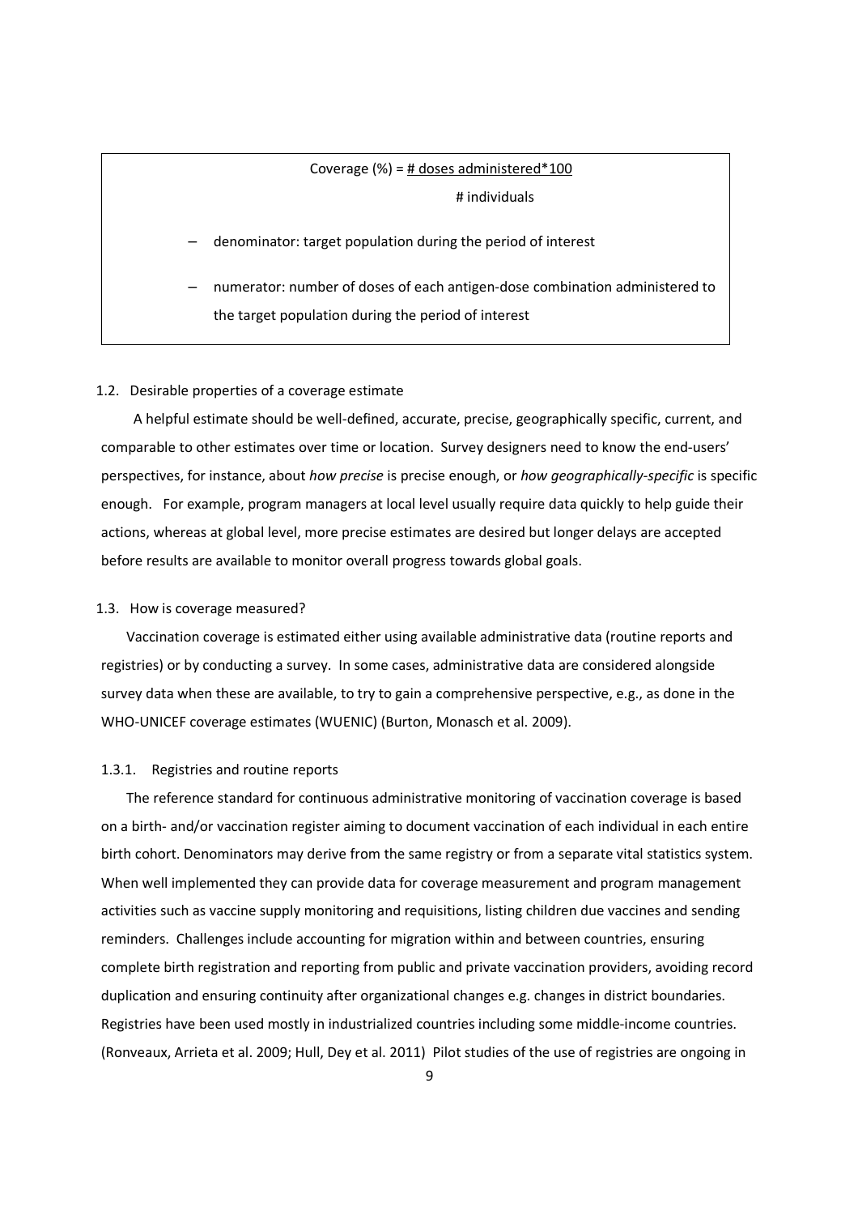$$\text{Coverage (\%)} = \frac{\text{\# doses administered} * 100}{\text{\# individuals}}$$

- denominator: target population during the period of interest
- numerator: number of doses of each antigen-dose combination administered to the target population during the period of interest

### 1.2. Desirable properties of a coverage estimate

A helpful estimate should be well-defined, accurate, precise, geographically specific, current, and comparable to other estimates over time or location. Survey designers need to know the end-users' perspectives, for instance, about *how precise* is precise enough, or *how geographically-specific* is specific enough. For example, program managers at local level usually require data quickly to help guide their actions, whereas at global level, more precise estimates are desired but longer delays are accepted before results are available to monitor overall progress towards global goals.

### 1.3. How is coverage measured?

Vaccination coverage is estimated either using available administrative data (routine reports and registries) or by conducting a survey. In some cases, administrative data are considered alongside survey data when these are available, to try to gain a comprehensive perspective, e.g., as done in the WHO-UNICEF coverage estimates (WUENIC) (Burton, Monasch et al. 2009).

#### 1.3.1. Registries and routine reports

The reference standard for continuous administrative monitoring of vaccination coverage is based on a birth- and/or vaccination register aiming to document vaccination of each individual in each entire birth cohort. Denominators may derive from the same registry or from a separate vital statistics system. When well implemented they can provide data for coverage measurement and program management activities such as vaccine supply monitoring and requisitions, listing children due vaccines and sending reminders. Challenges include accounting for migration within and between countries, ensuring complete birth registration and reporting from public and private vaccination providers, avoiding record duplication and ensuring continuity after organizational changes e.g. changes in district boundaries. Registries have been used mostly in industrialized countries including some middle-income countries. (Ronveaux, Arrieta et al. 2009; Hull, Dey et al. 2011) Pilot studies of the use of registries are ongoing in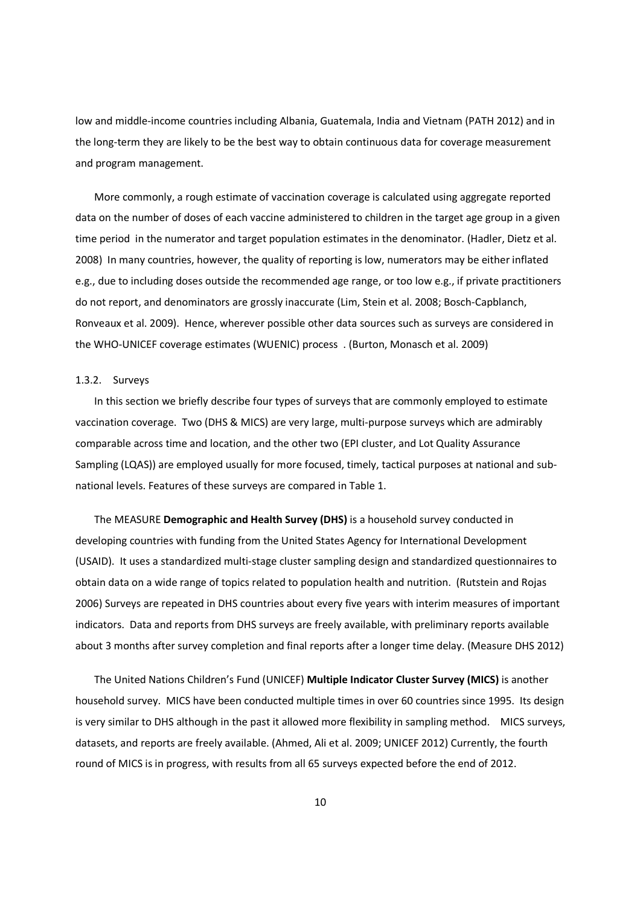low and middle-income countries including Albania, Guatemala, India and Vietnam (PATH 2012) and in the long-term they are likely to be the best way to obtain continuous data for coverage measurement and program management.

More commonly, a rough estimate of vaccination coverage is calculated using aggregate reported data on the number of doses of each vaccine administered to children in the target age group in a given time period in the numerator and target population estimates in the denominator. (Hadler, Dietz et al. 2008) In many countries, however, the quality of reporting is low, numerators may be either inflated e.g., due to including doses outside the recommended age range, or too low e.g., if private practitioners do not report, and denominators are grossly inaccurate (Lim, Stein et al. 2008; Bosch-Capblanch, Ronveaux et al. 2009). Hence, wherever possible other data sources such as surveys are considered in the WHO-UNICEF coverage estimates (WUENIC) process . (Burton, Monasch et al. 2009)

### 1.3.2. Surveys

In this section we briefly describe four types of surveys that are commonly employed to estimate vaccination coverage. Two (DHS & MICS) are very large, multi-purpose surveys which are admirably comparable across time and location, and the other two (EPI cluster, and Lot Quality Assurance Sampling (LQAS)) are employed usually for more focused, timely, tactical purposes at national and sub-national levels. Features of these surveys are compared in Table 1.

The MEASURE **Demographic and Health Survey (DHS)** is a household survey conducted in developing countries with funding from the United States Agency for International Development (USAID). It uses a standardized multi-stage cluster sampling design and standardized questionnaires to obtain data on a wide range of topics related to population health and nutrition. (Rutstein and Rojas 2006) Surveys are repeated in DHS countries about every five years with interim measures of important indicators. Data and reports from DHS surveys are freely available, with preliminary reports available about 3 months after survey completion and final reports after a longer time delay. (Measure DHS 2012)

The United Nations Children's Fund (UNICEF) **Multiple Indicator Cluster Survey (MICS)** is another household survey. MICS have been conducted multiple times in over 60 countries since 1995. Its design is very similar to DHS although in the past it allowed more flexibility in sampling method. MICS surveys, datasets, and reports are freely available. (Ahmed, Ali et al. 2009; UNICEF 2012) Currently, the fourth round of MICS is in progress, with results from all 65 surveys expected before the end of 2012.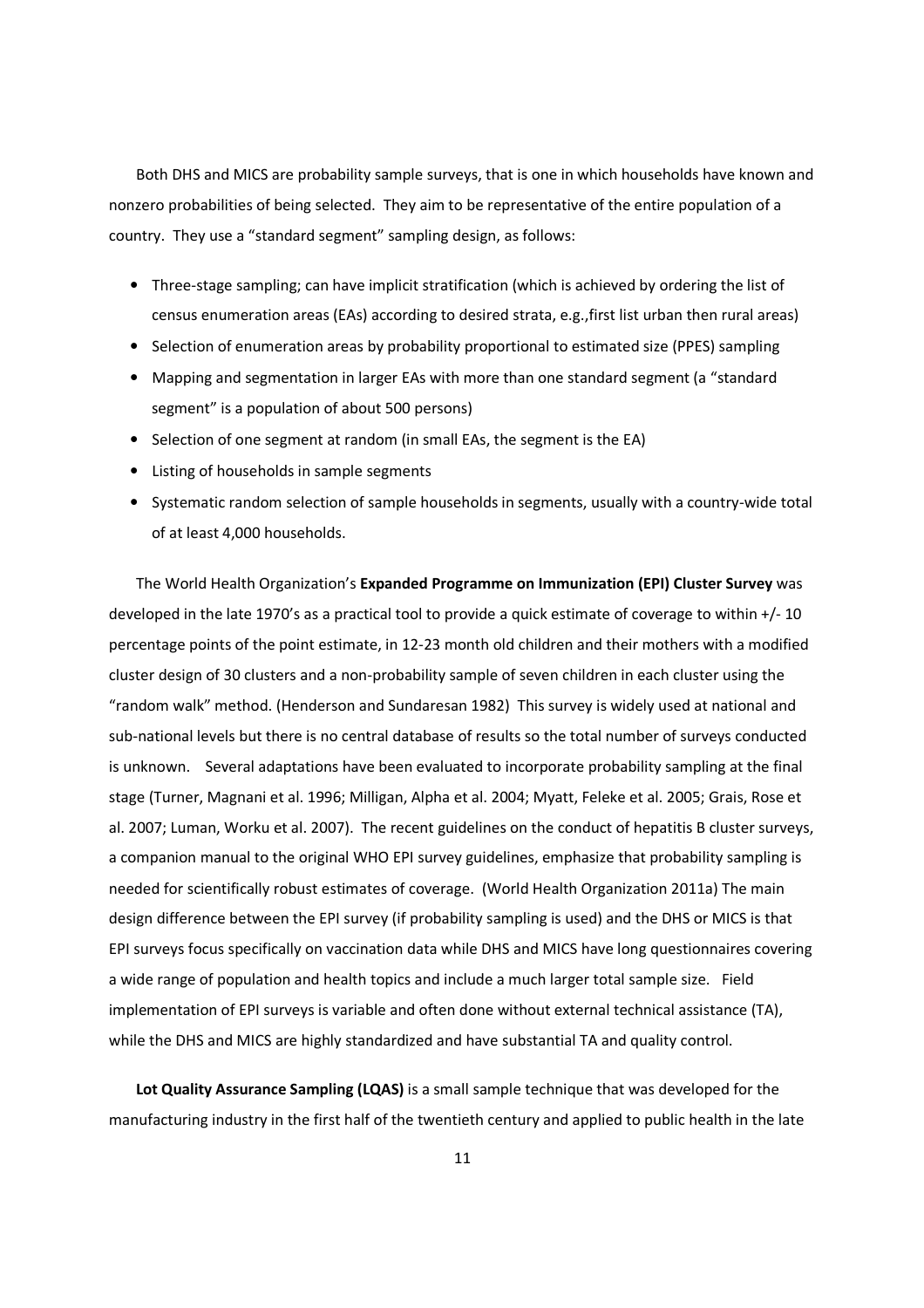Both DHS and MICS are probability sample surveys, that is one in which households have known and nonzero probabilities of being selected. They aim to be representative of the entire population of a country. They use a "standard segment" sampling design, as follows:

- Three-stage sampling; can have implicit stratification (which is achieved by ordering the list of census enumeration areas (EAs) according to desired strata, e.g.,first list urban then rural areas)
- Selection of enumeration areas by probability proportional to estimated size (PPES) sampling
- Mapping and segmentation in larger EAs with more than one standard segment (a "standard segment" is a population of about 500 persons)
- Selection of one segment at random (in small EAs, the segment is the EA)
- Listing of households in sample segments
- Systematic random selection of sample households in segments, usually with a country-wide total of at least 4,000 households.

The World Health Organization's **Expanded Programme on Immunization (EPI) Cluster Survey** was developed in the late 1970's as a practical tool to provide a quick estimate of coverage to within +/- 10 percentage points of the point estimate, in 12-23 month old children and their mothers with a modified cluster design of 30 clusters and a non-probability sample of seven children in each cluster using the "random walk" method. (Henderson and Sundaresan 1982) This survey is widely used at national and sub-national levels but there is no central database of results so the total number of surveys conducted is unknown. Several adaptations have been evaluated to incorporate probability sampling at the final stage (Turner, Magnani et al. 1996; Milligan, Alpha et al. 2004; Myatt, Feleke et al. 2005; Grais, Rose et al. 2007; Luman, Worku et al. 2007). The recent guidelines on the conduct of hepatitis B cluster surveys, a companion manual to the original WHO EPI survey guidelines, emphasize that probability sampling is needed for scientifically robust estimates of coverage. (World Health Organization 2011a) The main design difference between the EPI survey (if probability sampling is used) and the DHS or MICS is that EPI surveys focus specifically on vaccination data while DHS and MICS have long questionnaires covering a wide range of population and health topics and include a much larger total sample size. Field implementation of EPI surveys is variable and often done without external technical assistance (TA), while the DHS and MICS are highly standardized and have substantial TA and quality control.

**Lot Quality Assurance Sampling (LQAS)** is a small sample technique that was developed for the manufacturing industry in the first half of the twentieth century and applied to public health in the late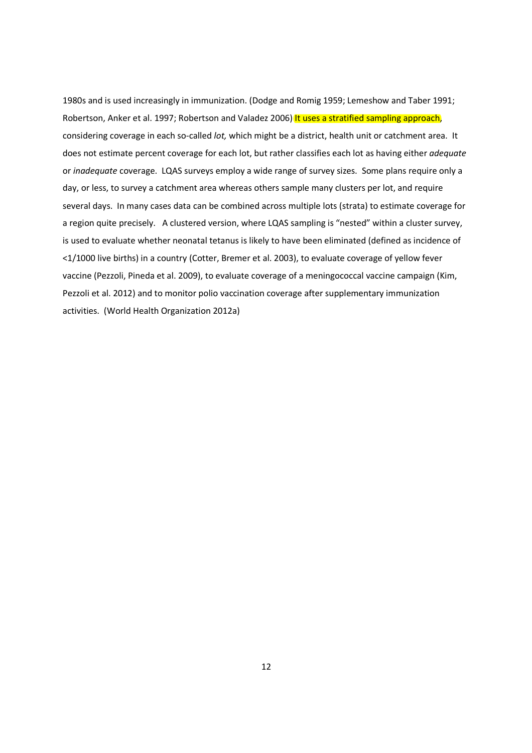1980s and is used increasingly in immunization. (Dodge and Romig 1959; Lemeshow and Taber 1991; Robertson, Anker et al. 1997; Robertson and Valadez 2006) It uses a stratified sampling approach, considering coverage in each so-called *lot,* which might be a district, health unit or catchment area. It does not estimate percent coverage for each lot, but rather classifies each lot as having either *adequate* or *inadequate* coverage. LQAS surveys employ a wide range of survey sizes. Some plans require only a day, or less, to survey a catchment area whereas others sample many clusters per lot, and require several days. In many cases data can be combined across multiple lots (strata) to estimate coverage for a region quite precisely. A clustered version, where LQAS sampling is "nested" within a cluster survey, is used to evaluate whether neonatal tetanus is likely to have been eliminated (defined as incidence of <1/1000 live births) in a country (Cotter, Bremer et al. 2003), to evaluate coverage of yellow fever vaccine (Pezzoli, Pineda et al. 2009), to evaluate coverage of a meningococcal vaccine campaign (Kim, Pezzoli et al. 2012) and to monitor polio vaccination coverage after supplementary immunization activities. (World Health Organization 2012a)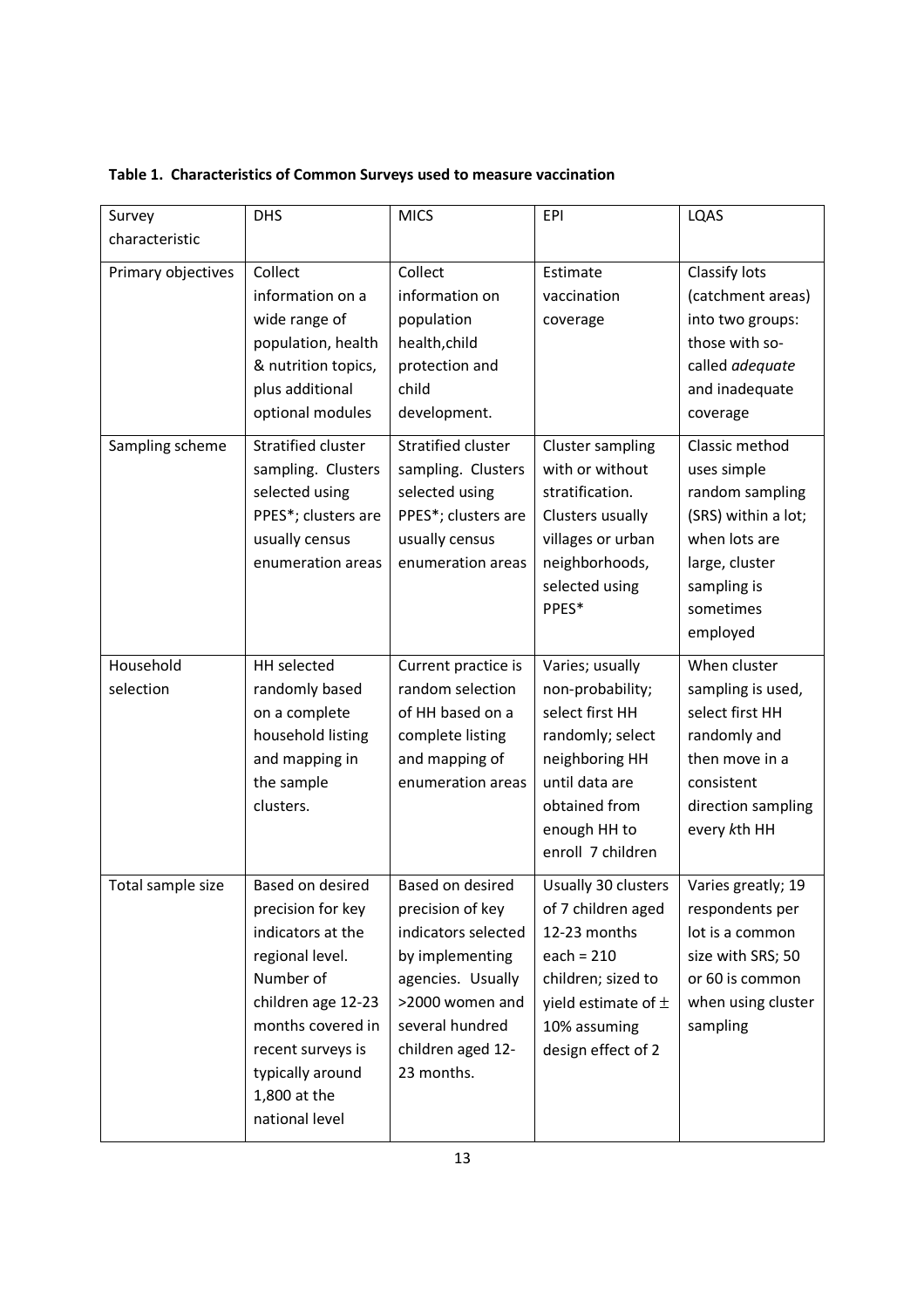**Table 1. Characteristics of Common Surveys used to measure vaccination**

| Survey characteristic | DHS | MICS | EPI | LQAS |
|---|---|---|---|---|
| Primary objectives | Collect information on a wide range of population, health & nutrition topics, plus additional optional modules | Collect information on population health,child protection and child development. | Estimate vaccination coverage | Classify lots (catchment areas) into two groups: those with so-called *adequate* and inadequate coverage |
| Sampling scheme | Stratified cluster sampling. Clusters selected using PPES*; clusters are usually census enumeration areas | Stratified cluster sampling. Clusters selected using PPES*; clusters are usually census enumeration areas | Cluster sampling with or without stratification. Clusters usually villages or urban neighborhoods, selected using PPES* | Classic method uses simple random sampling (SRS) within a lot; when lots are large, cluster sampling is sometimes employed |
| Household selection | HH selected randomly based on a complete household listing and mapping in the sample clusters. | Current practice is random selection of HH based on a complete listing and mapping of enumeration areas | Varies; usually non-probability; select first HH randomly; select neighboring HH until data are obtained from enough HH to enroll 7 children | When cluster sampling is used, select first HH randomly and then move in a consistent direction sampling every *k*th HH |
| Total sample size | Based on desired precision for key indicators at the regional level. Number of children age 12-23 months covered in recent surveys is typically around 1,800 at the national level | Based on desired precision of key indicators selected by implementing agencies. Usually >2000 women and several hundred children aged 12-23 months. | Usually 30 clusters of 7 children aged 12-23 months each = 210 children; sized to yield estimate of $\pm$ 10% assuming design effect of 2 | Varies greatly; 19 respondents per lot is a common size with SRS; 50 or 60 is common when using cluster sampling |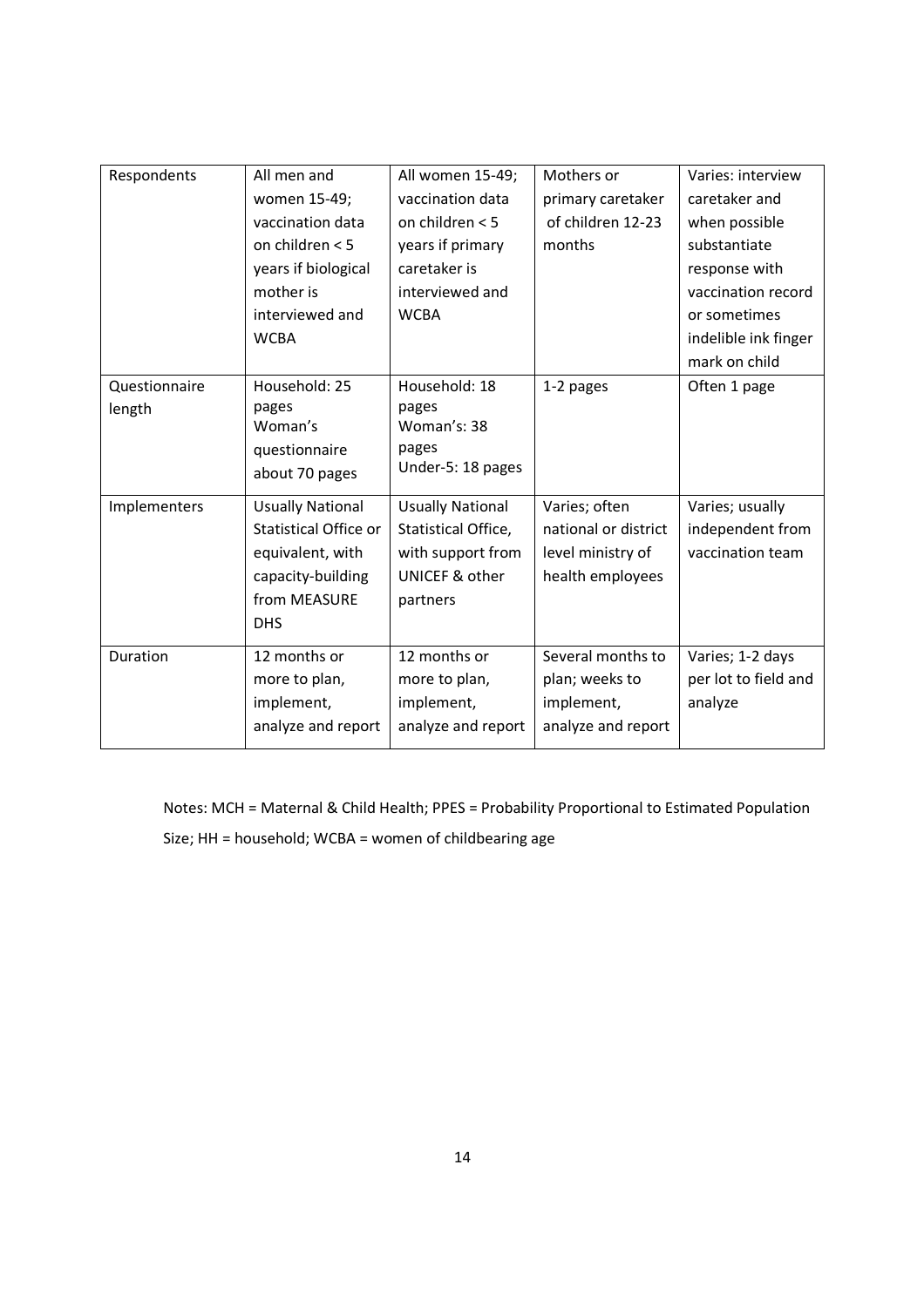| Respondents | All men and women 15-49; vaccination data on children < 5 years if biological mother is interviewed and WCBA | All women 15-49; vaccination data on children < 5 years if primary caretaker is interviewed and WCBA | Mothers or primary caretaker of children 12-23 months | Varies: interview caretaker and when possible substantiate response with vaccination record or sometimes indelible ink finger mark on child |
|---|---|---|---|---|
| Questionnaire length | Household: 25 pages Woman's questionnaire about 70 pages | Household: 18 pages Woman's: 38 pages Under-5: 18 pages | 1-2 pages | Often 1 page |
| Implementers | Usually National Statistical Office or equivalent, with capacity-building from MEASURE DHS | Usually National Statistical Office, with support from UNICEF & other partners | Varies; often national or district level ministry of health employees | Varies; usually independent from vaccination team |
| Duration | 12 months or more to plan, implement, analyze and report | 12 months or more to plan, implement, analyze and report | Several months to plan; weeks to implement, analyze and report | Varies; 1-2 days per lot to field and analyze |

Notes: MCH = Maternal & Child Health; PPES = Probability Proportional to Estimated Population Size; HH = household; WCBA = women of childbearing age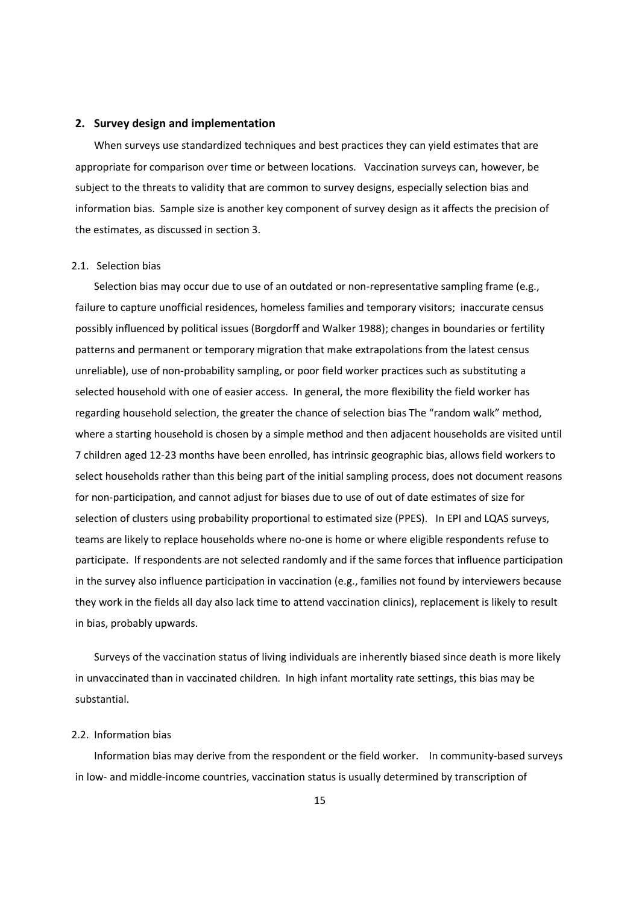## 2. Survey design and implementation

When surveys use standardized techniques and best practices they can yield estimates that are appropriate for comparison over time or between locations. Vaccination surveys can, however, be subject to the threats to validity that are common to survey designs, especially selection bias and information bias. Sample size is another key component of survey design as it affects the precision of the estimates, as discussed in section 3.

### 2.1. Selection bias

Selection bias may occur due to use of an outdated or non-representative sampling frame (e.g., failure to capture unofficial residences, homeless families and temporary visitors; inaccurate census possibly influenced by political issues (Borgdorff and Walker 1988); changes in boundaries or fertility patterns and permanent or temporary migration that make extrapolations from the latest census unreliable), use of non-probability sampling, or poor field worker practices such as substituting a selected household with one of easier access. In general, the more flexibility the field worker has regarding household selection, the greater the chance of selection bias The "random walk" method, where a starting household is chosen by a simple method and then adjacent households are visited until 7 children aged 12-23 months have been enrolled, has intrinsic geographic bias, allows field workers to select households rather than this being part of the initial sampling process, does not document reasons for non-participation, and cannot adjust for biases due to use of out of date estimates of size for selection of clusters using probability proportional to estimated size (PPES). In EPI and LQAS surveys, teams are likely to replace households where no-one is home or where eligible respondents refuse to participate. If respondents are not selected randomly and if the same forces that influence participation in the survey also influence participation in vaccination (e.g., families not found by interviewers because they work in the fields all day also lack time to attend vaccination clinics), replacement is likely to result in bias, probably upwards.

Surveys of the vaccination status of living individuals are inherently biased since death is more likely in unvaccinated than in vaccinated children. In high infant mortality rate settings, this bias may be substantial.

### 2.2. Information bias

Information bias may derive from the respondent or the field worker. In community-based surveys in low- and middle-income countries, vaccination status is usually determined by transcription of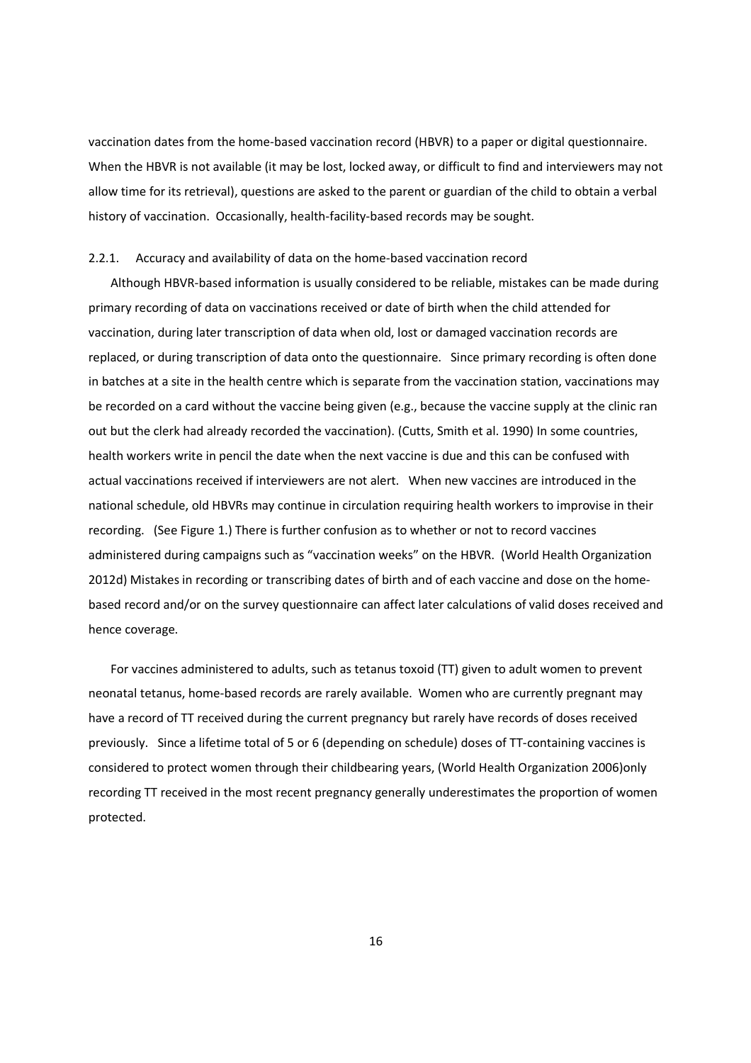vaccination dates from the home-based vaccination record (HBVR) to a paper or digital questionnaire. When the HBVR is not available (it may be lost, locked away, or difficult to find and interviewers may not allow time for its retrieval), questions are asked to the parent or guardian of the child to obtain a verbal history of vaccination. Occasionally, health-facility-based records may be sought.

### 2.2.1. Accuracy and availability of data on the home-based vaccination record

Although HBVR-based information is usually considered to be reliable, mistakes can be made during primary recording of data on vaccinations received or date of birth when the child attended for vaccination, during later transcription of data when old, lost or damaged vaccination records are replaced, or during transcription of data onto the questionnaire. Since primary recording is often done in batches at a site in the health centre which is separate from the vaccination station, vaccinations may be recorded on a card without the vaccine being given (e.g., because the vaccine supply at the clinic ran out but the clerk had already recorded the vaccination). (Cutts, Smith et al. 1990) In some countries, health workers write in pencil the date when the next vaccine is due and this can be confused with actual vaccinations received if interviewers are not alert. When new vaccines are introduced in the national schedule, old HBVRs may continue in circulation requiring health workers to improvise in their recording. (See Figure 1.) There is further confusion as to whether or not to record vaccines administered during campaigns such as "vaccination weeks" on the HBVR. (World Health Organization 2012d) Mistakes in recording or transcribing dates of birth and of each vaccine and dose on the home-based record and/or on the survey questionnaire can affect later calculations of valid doses received and hence coverage.

For vaccines administered to adults, such as tetanus toxoid (TT) given to adult women to prevent neonatal tetanus, home-based records are rarely available. Women who are currently pregnant may have a record of TT received during the current pregnancy but rarely have records of doses received previously. Since a lifetime total of 5 or 6 (depending on schedule) doses of TT-containing vaccines is considered to protect women through their childbearing years, (World Health Organization 2006)only recording TT received in the most recent pregnancy generally underestimates the proportion of women protected.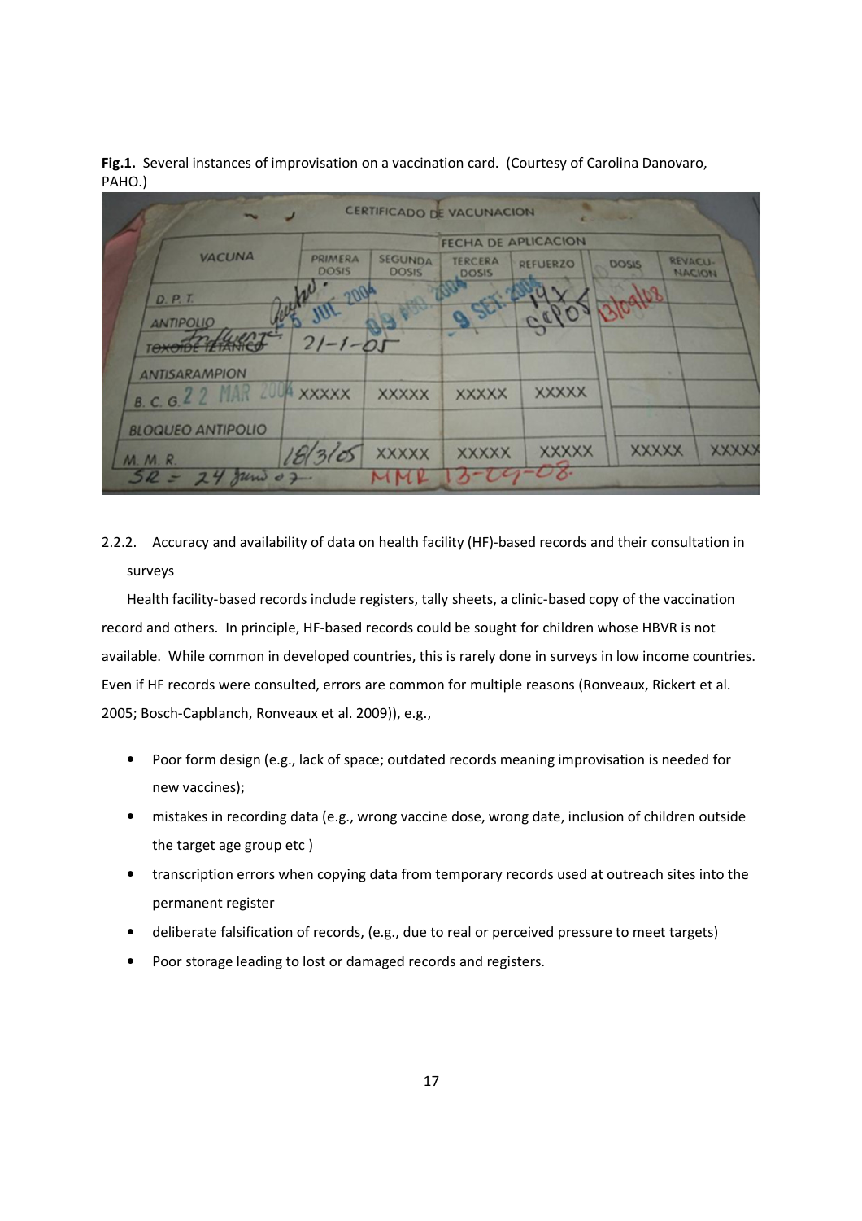**Fig.1.** Several instances of improvisation on a vaccination card. (Courtesy of Carolina Danovaro, PAHO.)

2.2.2. Accuracy and availability of data on health facility (HF)-based records and their consultation in surveys

Health facility-based records include registers, tally sheets, a clinic-based copy of the vaccination record and others. In principle, HF-based records could be sought for children whose HBVR is not available. While common in developed countries, this is rarely done in surveys in low income countries. Even if HF records were consulted, errors are common for multiple reasons (Ronveaux, Rickert et al. 2005; Bosch-Capblanch, Ronveaux et al. 2009)), e.g.,

- Poor form design (e.g., lack of space; outdated records meaning improvisation is needed for new vaccines);
- mistakes in recording data (e.g., wrong vaccine dose, wrong date, inclusion of children outside the target age group etc )
- transcription errors when copying data from temporary records used at outreach sites into the permanent register
- deliberate falsification of records, (e.g., due to real or perceived pressure to meet targets)
- Poor storage leading to lost or damaged records and registers.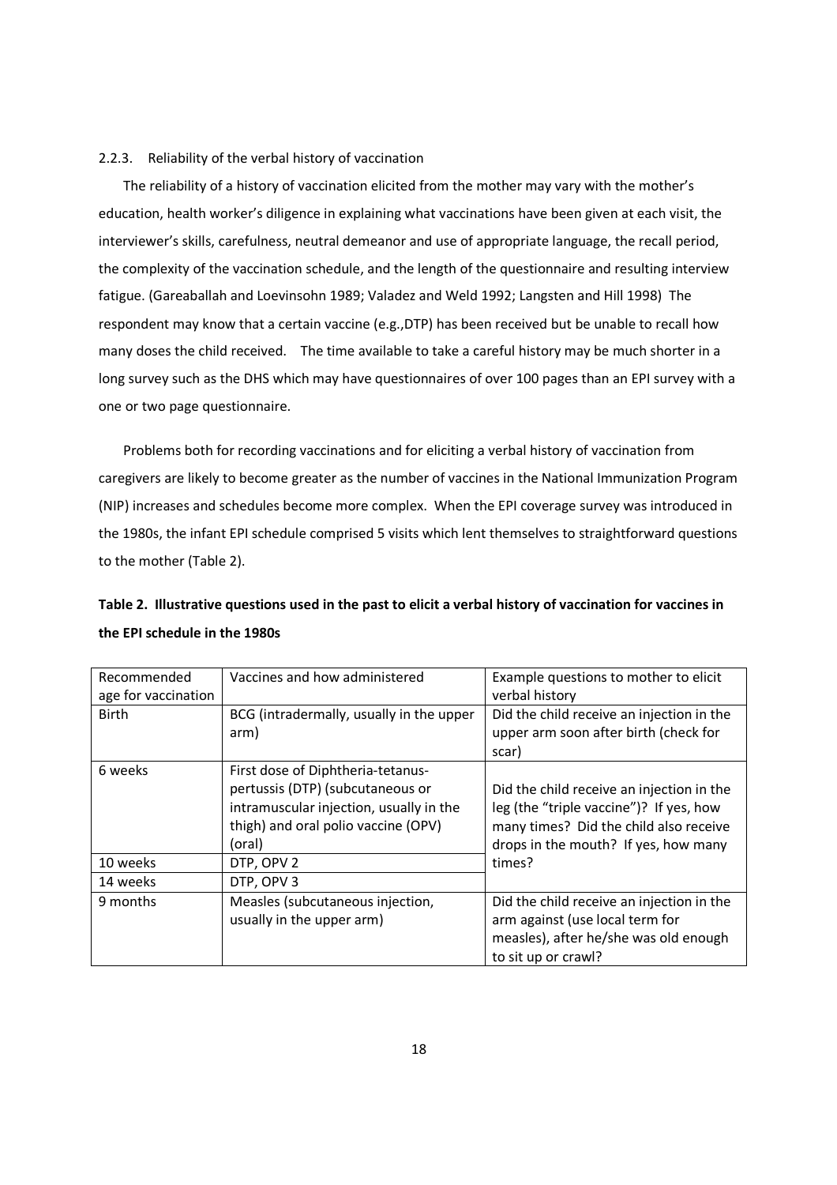### 2.2.3. Reliability of the verbal history of vaccination

The reliability of a history of vaccination elicited from the mother may vary with the mother's education, health worker's diligence in explaining what vaccinations have been given at each visit, the interviewer's skills, carefulness, neutral demeanor and use of appropriate language, the recall period, the complexity of the vaccination schedule, and the length of the questionnaire and resulting interview fatigue. (Gareaballah and Loevinsohn 1989; Valadez and Weld 1992; Langsten and Hill 1998) The respondent may know that a certain vaccine (e.g.,DTP) has been received but be unable to recall how many doses the child received. The time available to take a careful history may be much shorter in a long survey such as the DHS which may have questionnaires of over 100 pages than an EPI survey with a one or two page questionnaire.

Problems both for recording vaccinations and for eliciting a verbal history of vaccination from caregivers are likely to become greater as the number of vaccines in the National Immunization Program (NIP) increases and schedules become more complex. When the EPI coverage survey was introduced in the 1980s, the infant EPI schedule comprised 5 visits which lent themselves to straightforward questions to the mother (Table 2).

**Table 2. Illustrative questions used in the past to elicit a verbal history of vaccination for vaccines in the EPI schedule in the 1980s**

| Recommended age for vaccination | Vaccines and how administered | Example questions to mother to elicit verbal history |
|---|---|---|
| Birth | BCG (intradermally, usually in the upper arm) | Did the child receive an injection in the upper arm soon after birth (check for scar) |
| 6 weeks | First dose of Diphtheria-tetanus-pertussis (DTP) (subcutaneous or intramuscular injection, usually in the thigh) and oral polio vaccine (OPV) (oral) | Did the child receive an injection in the leg (the "triple vaccine")? If yes, how many times? Did the child also receive drops in the mouth? If yes, how many times? |
| 10 weeks | DTP, OPV 2 | |
| 14 weeks | DTP, OPV 3 | |
| 9 months | Measles (subcutaneous injection, usually in the upper arm) | Did the child receive an injection in the arm against (use local term for measles), after he/she was old enough to sit up or crawl? |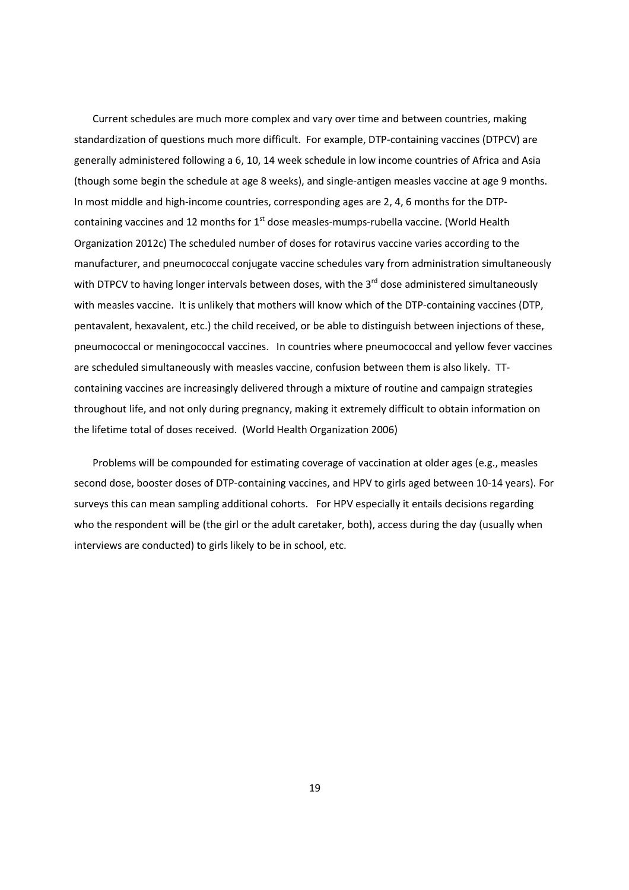Current schedules are much more complex and vary over time and between countries, making standardization of questions much more difficult. For example, DTP-containing vaccines (DTPCV) are generally administered following a 6, 10, 14 week schedule in low income countries of Africa and Asia (though some begin the schedule at age 8 weeks), and single-antigen measles vaccine at age 9 months. In most middle and high-income countries, corresponding ages are 2, 4, 6 months for the DTP-containing vaccines and 12 months for 1st dose measles-mumps-rubella vaccine. (World Health Organization 2012c) The scheduled number of doses for rotavirus vaccine varies according to the manufacturer, and pneumococcal conjugate vaccine schedules vary from administration simultaneously with DTPCV to having longer intervals between doses, with the 3rd dose administered simultaneously with measles vaccine. It is unlikely that mothers will know which of the DTP-containing vaccines (DTP, pentavalent, hexavalent, etc.) the child received, or be able to distinguish between injections of these, pneumococcal or meningococcal vaccines. In countries where pneumococcal and yellow fever vaccines are scheduled simultaneously with measles vaccine, confusion between them is also likely. TT-containing vaccines are increasingly delivered through a mixture of routine and campaign strategies throughout life, and not only during pregnancy, making it extremely difficult to obtain information on the lifetime total of doses received. (World Health Organization 2006)

Problems will be compounded for estimating coverage of vaccination at older ages (e.g., measles second dose, booster doses of DTP-containing vaccines, and HPV to girls aged between 10-14 years). For surveys this can mean sampling additional cohorts. For HPV especially it entails decisions regarding who the respondent will be (the girl or the adult caretaker, both), access during the day (usually when interviews are conducted) to girls likely to be in school, etc.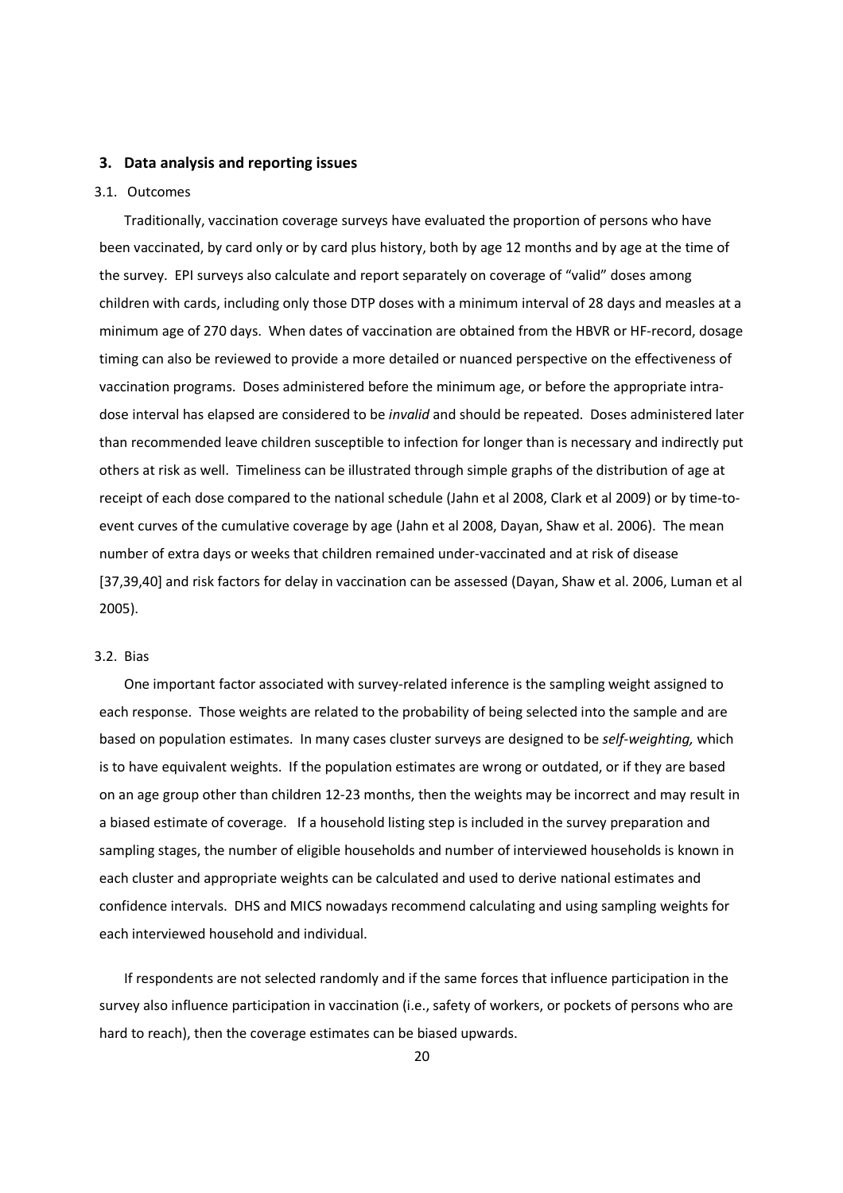## 3. Data analysis and reporting issues

### 3.1. Outcomes

Traditionally, vaccination coverage surveys have evaluated the proportion of persons who have been vaccinated, by card only or by card plus history, both by age 12 months and by age at the time of the survey. EPI surveys also calculate and report separately on coverage of "valid" doses among children with cards, including only those DTP doses with a minimum interval of 28 days and measles at a minimum age of 270 days. When dates of vaccination are obtained from the HBVR or HF-record, dosage timing can also be reviewed to provide a more detailed or nuanced perspective on the effectiveness of vaccination programs. Doses administered before the minimum age, or before the appropriate intra-dose interval has elapsed are considered to be *invalid* and should be repeated. Doses administered later than recommended leave children susceptible to infection for longer than is necessary and indirectly put others at risk as well. Timeliness can be illustrated through simple graphs of the distribution of age at receipt of each dose compared to the national schedule (Jahn et al 2008, Clark et al 2009) or by time-to-event curves of the cumulative coverage by age (Jahn et al 2008, Dayan, Shaw et al. 2006). The mean number of extra days or weeks that children remained under-vaccinated and at risk of disease [37,39,40] and risk factors for delay in vaccination can be assessed (Dayan, Shaw et al. 2006, Luman et al 2005).

### 3.2. Bias

One important factor associated with survey-related inference is the sampling weight assigned to each response. Those weights are related to the probability of being selected into the sample and are based on population estimates. In many cases cluster surveys are designed to be *self-weighting,* which is to have equivalent weights. If the population estimates are wrong or outdated, or if they are based on an age group other than children 12-23 months, then the weights may be incorrect and may result in a biased estimate of coverage. If a household listing step is included in the survey preparation and sampling stages, the number of eligible households and number of interviewed households is known in each cluster and appropriate weights can be calculated and used to derive national estimates and confidence intervals. DHS and MICS nowadays recommend calculating and using sampling weights for each interviewed household and individual.

If respondents are not selected randomly and if the same forces that influence participation in the survey also influence participation in vaccination (i.e., safety of workers, or pockets of persons who are hard to reach), then the coverage estimates can be biased upwards.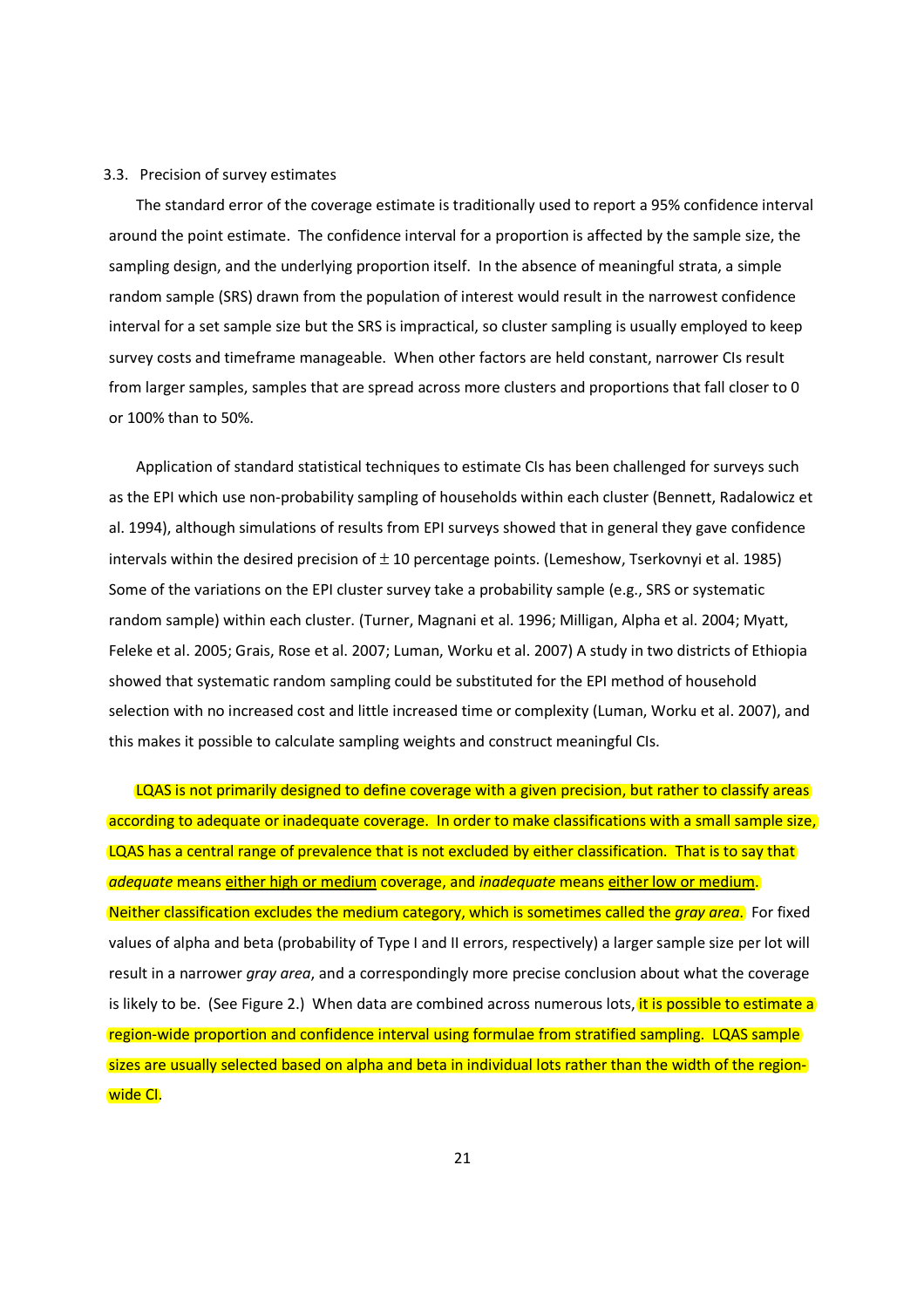### 3.3. Precision of survey estimates

The standard error of the coverage estimate is traditionally used to report a 95% confidence interval around the point estimate. The confidence interval for a proportion is affected by the sample size, the sampling design, and the underlying proportion itself. In the absence of meaningful strata, a simple random sample (SRS) drawn from the population of interest would result in the narrowest confidence interval for a set sample size but the SRS is impractical, so cluster sampling is usually employed to keep survey costs and timeframe manageable. When other factors are held constant, narrower CIs result from larger samples, samples that are spread across more clusters and proportions that fall closer to 0 or 100% than to 50%.

Application of standard statistical techniques to estimate CIs has been challenged for surveys such as the EPI which use non-probability sampling of households within each cluster (Bennett, Radalowicz et al. 1994), although simulations of results from EPI surveys showed that in general they gave confidence intervals within the desired precision of $\pm$ 10 percentage points. (Lemeshow, Tserkovnyi et al. 1985) Some of the variations on the EPI cluster survey take a probability sample (e.g., SRS or systematic random sample) within each cluster. (Turner, Magnani et al. 1996; Milligan, Alpha et al. 2004; Myatt, Feleke et al. 2005; Grais, Rose et al. 2007; Luman, Worku et al. 2007) A study in two districts of Ethiopia showed that systematic random sampling could be substituted for the EPI method of household selection with no increased cost and little increased time or complexity (Luman, Worku et al. 2007), and this makes it possible to calculate sampling weights and construct meaningful CIs.

LQAS is not primarily designed to define coverage with a given precision, but rather to classify areas according to adequate or inadequate coverage. In order to make classifications with a small sample size, LQAS has a central range of prevalence that is not excluded by either classification. That is to say that *adequate* means <u>either high or medium</u> coverage, and *inadequate* means <u>either low or medium</u>. Neither classification excludes the medium category, which is sometimes called the *gray area*. For fixed values of alpha and beta (probability of Type I and II errors, respectively) a larger sample size per lot will result in a narrower *gray area*, and a correspondingly more precise conclusion about what the coverage is likely to be. (See Figure 2.) When data are combined across numerous lots, it is possible to estimate a region-wide proportion and confidence interval using formulae from stratified sampling. LQAS sample sizes are usually selected based on alpha and beta in individual lots rather than the width of the region-wide CI.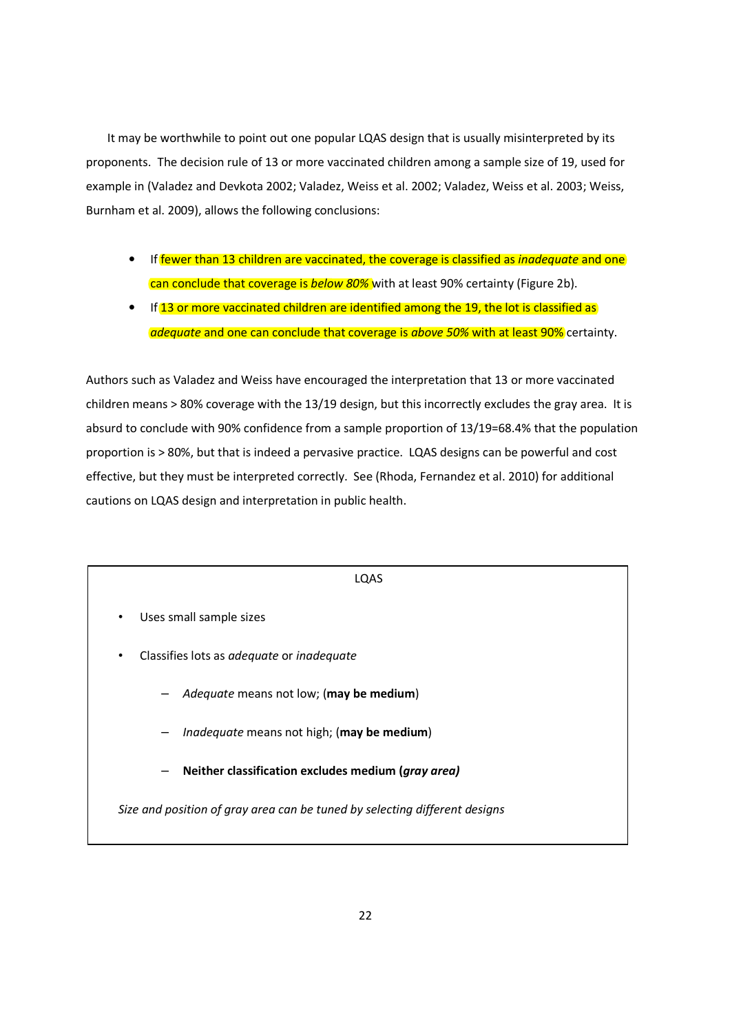It may be worthwhile to point out one popular LQAS design that is usually misinterpreted by its proponents. The decision rule of 13 or more vaccinated children among a sample size of 19, used for example in (Valadez and Devkota 2002; Valadez, Weiss et al. 2002; Valadez, Weiss et al. 2003; Weiss, Burnham et al. 2009), allows the following conclusions:

- If fewer than 13 children are vaccinated, the coverage is classified as *inadequate* and one can conclude that coverage is *below 80%* with at least 90% certainty (Figure 2b).
- If 13 or more vaccinated children are identified among the 19, the lot is classified as *adequate* and one can conclude that coverage is *above 50%* with at least 90% certainty.

Authors such as Valadez and Weiss have encouraged the interpretation that 13 or more vaccinated children means > 80% coverage with the 13/19 design, but this incorrectly excludes the gray area. It is absurd to conclude with 90% confidence from a sample proportion of 13/19=68.4% that the population proportion is > 80%, but that is indeed a pervasive practice. LQAS designs can be powerful and cost effective, but they must be interpreted correctly. See (Rhoda, Fernandez et al. 2010) for additional cautions on LQAS design and interpretation in public health.

LQAS

- Uses small sample sizes
- Classifies lots as *adequate* or *inadequate*
  - *Adequate* means not low; (**may be medium**)
  - *Inadequate* means not high; (**may be medium**)
  - **Neither classification excludes medium (*gray area)***

*Size and position of gray area can be tuned by selecting different designs*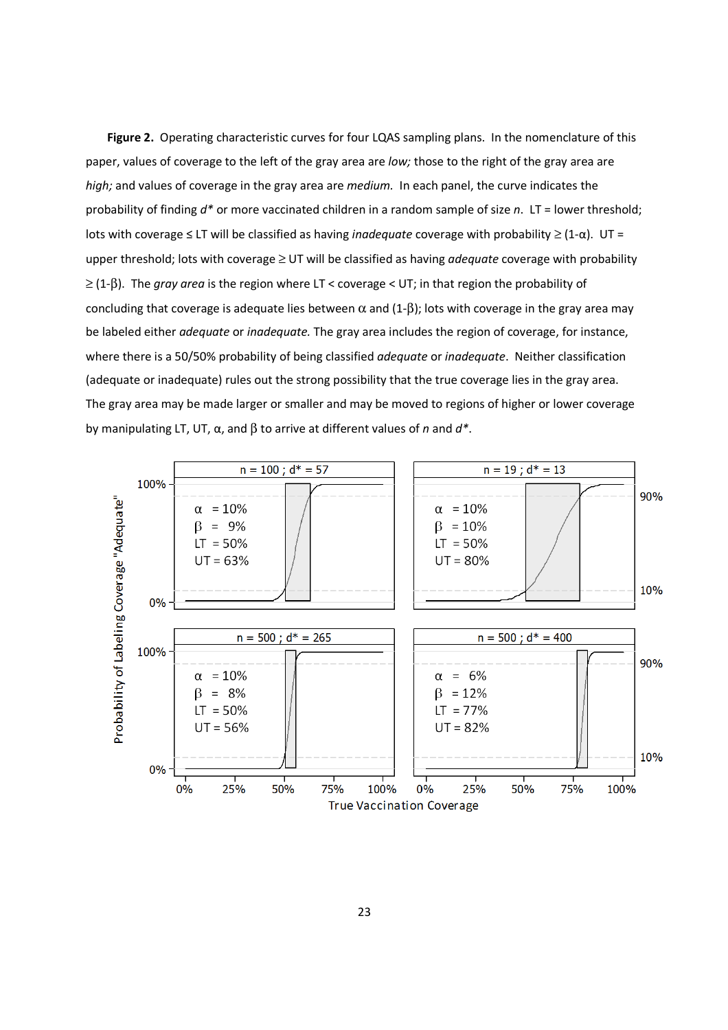**Figure 2.** Operating characteristic curves for four LQAS sampling plans. In the nomenclature of this paper, values of coverage to the left of the gray area are *low;* those to the right of the gray area are *high;* and values of coverage in the gray area are *medium*. In each panel, the curve indicates the probability of finding $d^*$ or more vaccinated children in a random sample of size $n$. LT = lower threshold; lots with coverage ≤ LT will be classified as having *inadequate* coverage with probability ≥ $(1-\alpha)$. UT = upper threshold; lots with coverage ≥ UT will be classified as having *adequate* coverage with probability ≥ $(1-\beta)$. The *gray area* is the region where LT < coverage < UT; in that region the probability of concluding that coverage is adequate lies between $\alpha$ and $(1-\beta)$; lots with coverage in the gray area may be labeled either *adequate* or *inadequate.* The gray area includes the region of coverage, for instance, where there is a 50/50% probability of being classified *adequate* or *inadequate*. Neither classification (adequate or inadequate) rules out the strong possibility that the true coverage lies in the gray area. The gray area may be made larger or smaller and may be moved to regions of higher or lower coverage by manipulating LT, UT, $\alpha$, and $\beta$ to arrive at different values of $n$ and $d^*$.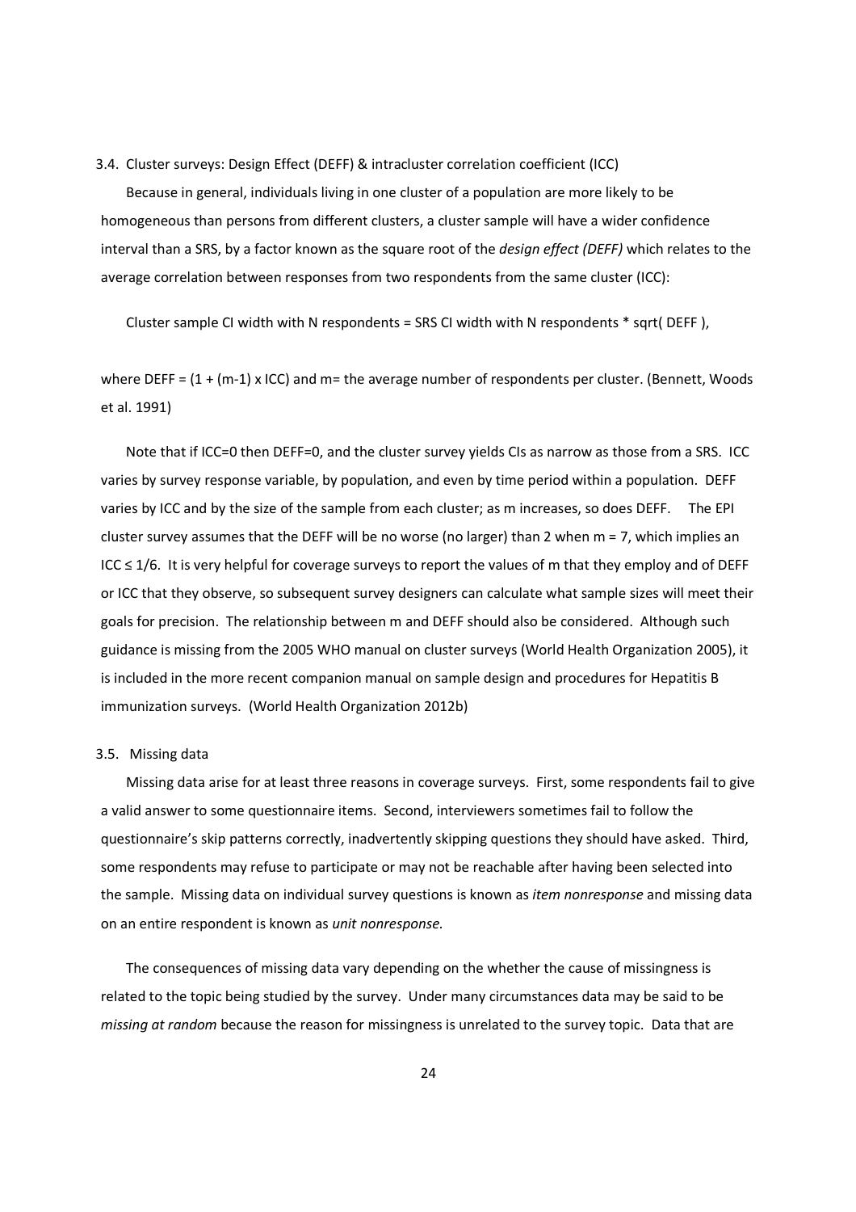### 3.4. Cluster surveys: Design Effect (DEFF) & intracluster correlation coefficient (ICC)

Because in general, individuals living in one cluster of a population are more likely to be homogeneous than persons from different clusters, a cluster sample will have a wider confidence interval than a SRS, by a factor known as the square root of the *design effect (DEFF)* which relates to the average correlation between responses from two respondents from the same cluster (ICC):

Cluster sample CI width with N respondents = SRS CI width with N respondents * sqrt( DEFF ),

where DEFF = (1 + (m-1) x ICC) and m= the average number of respondents per cluster. (Bennett, Woods et al. 1991)

Note that if ICC=0 then DEFF=0, and the cluster survey yields CIs as narrow as those from a SRS. ICC varies by survey response variable, by population, and even by time period within a population. DEFF varies by ICC and by the size of the sample from each cluster; as m increases, so does DEFF. The EPI cluster survey assumes that the DEFF will be no worse (no larger) than 2 when m = 7, which implies an ICC ≤ 1/6. It is very helpful for coverage surveys to report the values of m that they employ and of DEFF or ICC that they observe, so subsequent survey designers can calculate what sample sizes will meet their goals for precision. The relationship between m and DEFF should also be considered. Although such guidance is missing from the 2005 WHO manual on cluster surveys (World Health Organization 2005), it is included in the more recent companion manual on sample design and procedures for Hepatitis B immunization surveys. (World Health Organization 2012b)

### 3.5. Missing data

Missing data arise for at least three reasons in coverage surveys. First, some respondents fail to give a valid answer to some questionnaire items. Second, interviewers sometimes fail to follow the questionnaire's skip patterns correctly, inadvertently skipping questions they should have asked. Third, some respondents may refuse to participate or may not be reachable after having been selected into the sample. Missing data on individual survey questions is known as *item nonresponse* and missing data on an entire respondent is known as *unit nonresponse.*

The consequences of missing data vary depending on the whether the cause of missingness is related to the topic being studied by the survey. Under many circumstances data may be said to be *missing at random* because the reason for missingness is unrelated to the survey topic. Data that are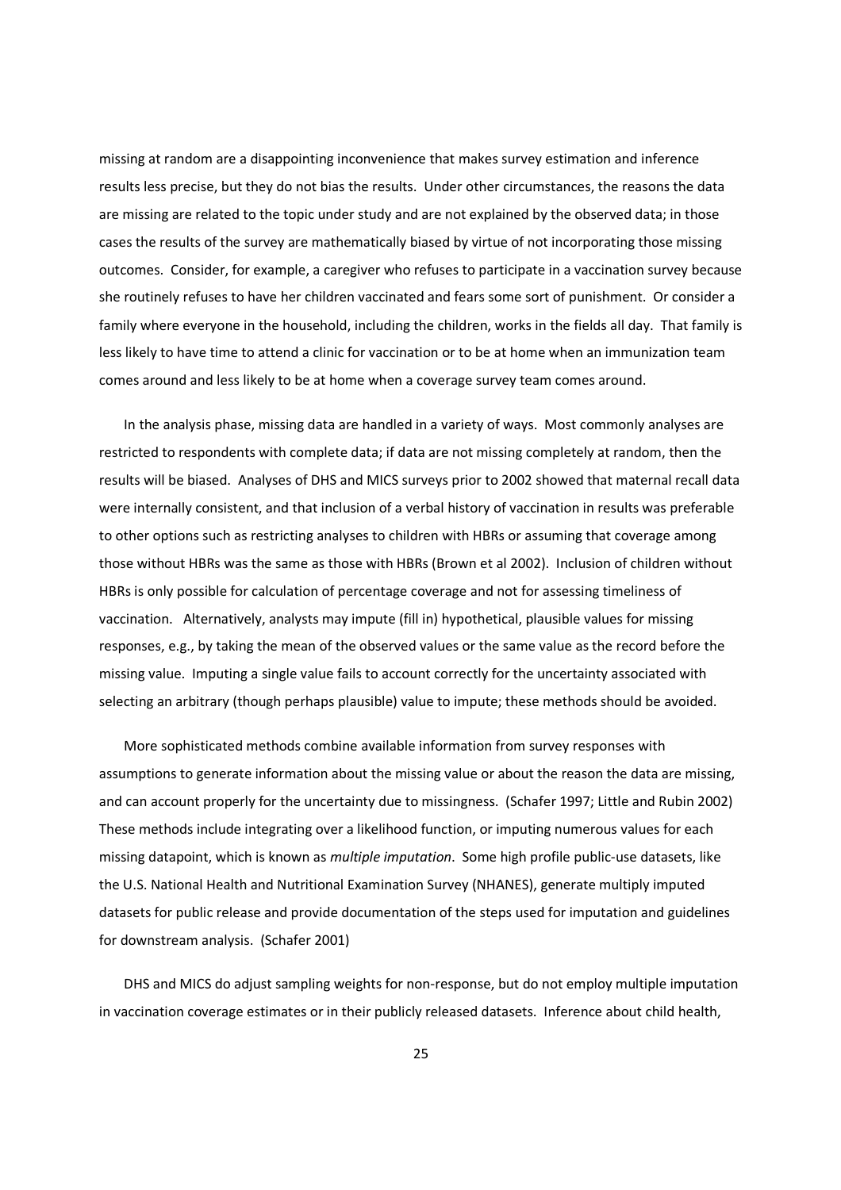missing at random are a disappointing inconvenience that makes survey estimation and inference results less precise, but they do not bias the results. Under other circumstances, the reasons the data are missing are related to the topic under study and are not explained by the observed data; in those cases the results of the survey are mathematically biased by virtue of not incorporating those missing outcomes. Consider, for example, a caregiver who refuses to participate in a vaccination survey because she routinely refuses to have her children vaccinated and fears some sort of punishment. Or consider a family where everyone in the household, including the children, works in the fields all day. That family is less likely to have time to attend a clinic for vaccination or to be at home when an immunization team comes around and less likely to be at home when a coverage survey team comes around.

In the analysis phase, missing data are handled in a variety of ways. Most commonly analyses are restricted to respondents with complete data; if data are not missing completely at random, then the results will be biased. Analyses of DHS and MICS surveys prior to 2002 showed that maternal recall data were internally consistent, and that inclusion of a verbal history of vaccination in results was preferable to other options such as restricting analyses to children with HBRs or assuming that coverage among those without HBRs was the same as those with HBRs (Brown et al 2002). Inclusion of children without HBRs is only possible for calculation of percentage coverage and not for assessing timeliness of vaccination. Alternatively, analysts may impute (fill in) hypothetical, plausible values for missing responses, e.g., by taking the mean of the observed values or the same value as the record before the missing value. Imputing a single value fails to account correctly for the uncertainty associated with selecting an arbitrary (though perhaps plausible) value to impute; these methods should be avoided.

More sophisticated methods combine available information from survey responses with assumptions to generate information about the missing value or about the reason the data are missing, and can account properly for the uncertainty due to missingness. (Schafer 1997; Little and Rubin 2002) These methods include integrating over a likelihood function, or imputing numerous values for each missing datapoint, which is known as *multiple imputation*. Some high profile public-use datasets, like the U.S. National Health and Nutritional Examination Survey (NHANES), generate multiply imputed datasets for public release and provide documentation of the steps used for imputation and guidelines for downstream analysis. (Schafer 2001)

DHS and MICS do adjust sampling weights for non-response, but do not employ multiple imputation in vaccination coverage estimates or in their publicly released datasets. Inference about child health,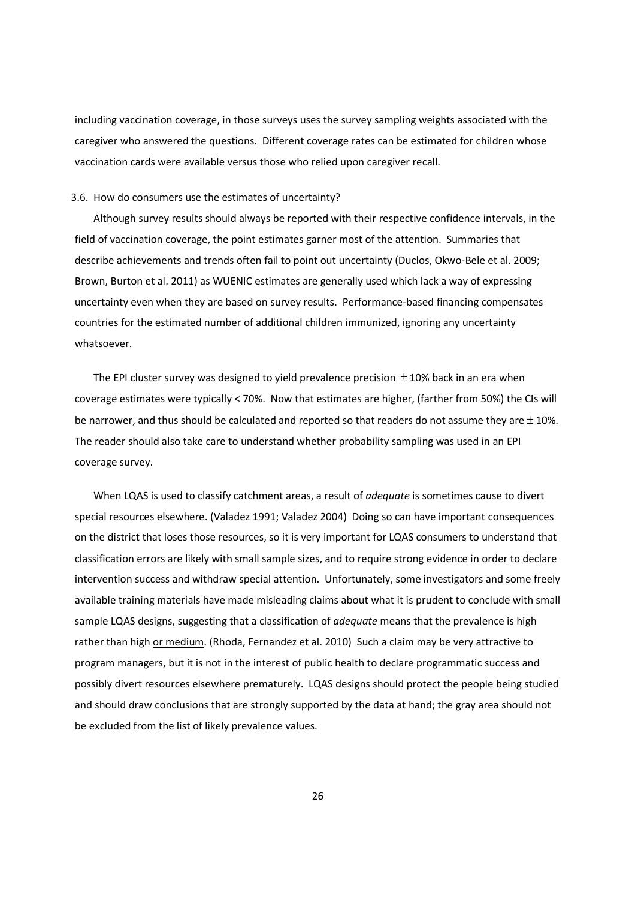including vaccination coverage, in those surveys uses the survey sampling weights associated with the caregiver who answered the questions. Different coverage rates can be estimated for children whose vaccination cards were available versus those who relied upon caregiver recall.

### 3.6. How do consumers use the estimates of uncertainty?

Although survey results should always be reported with their respective confidence intervals, in the field of vaccination coverage, the point estimates garner most of the attention. Summaries that describe achievements and trends often fail to point out uncertainty (Duclos, Okwo-Bele et al. 2009; Brown, Burton et al. 2011) as WUENIC estimates are generally used which lack a way of expressing uncertainty even when they are based on survey results. Performance-based financing compensates countries for the estimated number of additional children immunized, ignoring any uncertainty whatsoever.

The EPI cluster survey was designed to yield prevalence precision $\pm$ 10% back in an era when coverage estimates were typically < 70%. Now that estimates are higher, (farther from 50%) the CIs will be narrower, and thus should be calculated and reported so that readers do not assume they are $\pm$ 10%. The reader should also take care to understand whether probability sampling was used in an EPI coverage survey.

When LQAS is used to classify catchment areas, a result of *adequate* is sometimes cause to divert special resources elsewhere. (Valadez 1991; Valadez 2004) Doing so can have important consequences on the district that loses those resources, so it is very important for LQAS consumers to understand that classification errors are likely with small sample sizes, and to require strong evidence in order to declare intervention success and withdraw special attention. Unfortunately, some investigators and some freely available training materials have made misleading claims about what it is prudent to conclude with small sample LQAS designs, suggesting that a classification of *adequate* means that the prevalence is high rather than high <u>or medium</u>. (Rhoda, Fernandez et al. 2010) Such a claim may be very attractive to program managers, but it is not in the interest of public health to declare programmatic success and possibly divert resources elsewhere prematurely. LQAS designs should protect the people being studied and should draw conclusions that are strongly supported by the data at hand; the gray area should not be excluded from the list of likely prevalence values.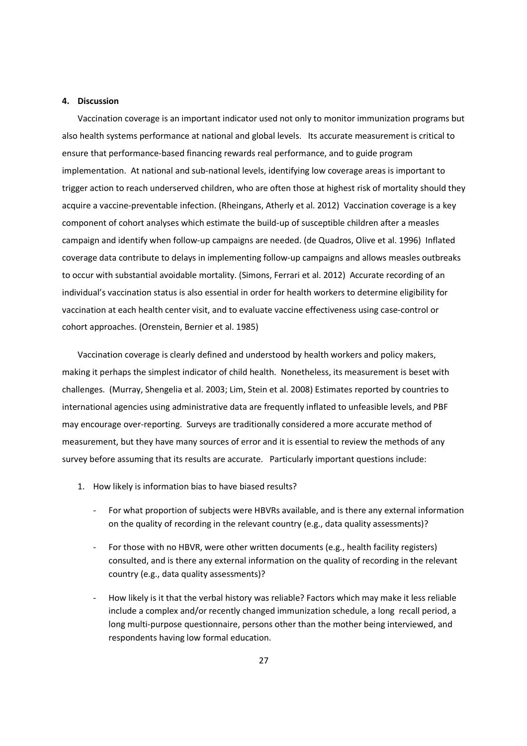## 4. Discussion

Vaccination coverage is an important indicator used not only to monitor immunization programs but also health systems performance at national and global levels. Its accurate measurement is critical to ensure that performance-based financing rewards real performance, and to guide program implementation. At national and sub-national levels, identifying low coverage areas is important to trigger action to reach underserved children, who are often those at highest risk of mortality should they acquire a vaccine-preventable infection. (Rheingans, Atherly et al. 2012) Vaccination coverage is a key component of cohort analyses which estimate the build-up of susceptible children after a measles campaign and identify when follow-up campaigns are needed. (de Quadros, Olive et al. 1996) Inflated coverage data contribute to delays in implementing follow-up campaigns and allows measles outbreaks to occur with substantial avoidable mortality. (Simons, Ferrari et al. 2012) Accurate recording of an individual's vaccination status is also essential in order for health workers to determine eligibility for vaccination at each health center visit, and to evaluate vaccine effectiveness using case-control or cohort approaches. (Orenstein, Bernier et al. 1985)

Vaccination coverage is clearly defined and understood by health workers and policy makers, making it perhaps the simplest indicator of child health. Nonetheless, its measurement is beset with challenges. (Murray, Shengelia et al. 2003; Lim, Stein et al. 2008) Estimates reported by countries to international agencies using administrative data are frequently inflated to unfeasible levels, and PBF may encourage over-reporting. Surveys are traditionally considered a more accurate method of measurement, but they have many sources of error and it is essential to review the methods of any survey before assuming that its results are accurate. Particularly important questions include:

1. How likely is information bias to have biased results?
   - For what proportion of subjects were HBVRs available, and is there any external information on the quality of recording in the relevant country (e.g., data quality assessments)?
   - For those with no HBVR, were other written documents (e.g., health facility registers) consulted, and is there any external information on the quality of recording in the relevant country (e.g., data quality assessments)?
   - How likely is it that the verbal history was reliable? Factors which may make it less reliable include a complex and/or recently changed immunization schedule, a long recall period, a long multi-purpose questionnaire, persons other than the mother being interviewed, and respondents having low formal education.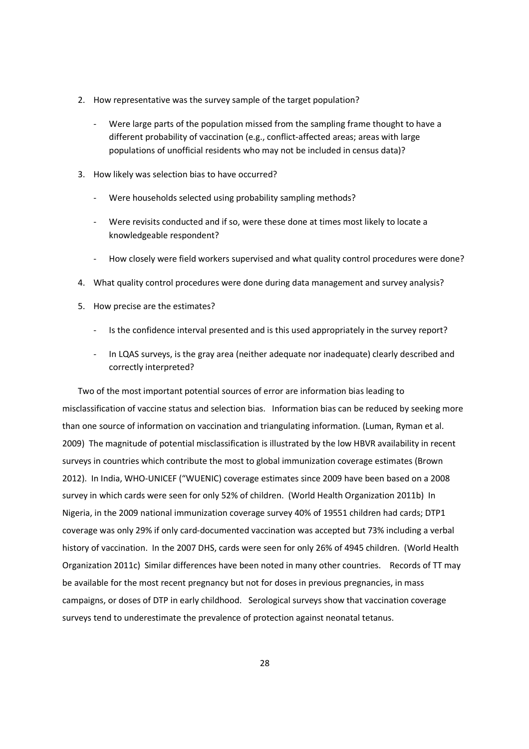2. How representative was the survey sample of the target population?

    - Were large parts of the population missed from the sampling frame thought to have a different probability of vaccination (e.g., conflict-affected areas; areas with large populations of unofficial residents who may not be included in census data)?

3. How likely was selection bias to have occurred?

    - Were households selected using probability sampling methods?

    - Were revisits conducted and if so, were these done at times most likely to locate a knowledgeable respondent?

    - How closely were field workers supervised and what quality control procedures were done?

4. What quality control procedures were done during data management and survey analysis?

5. How precise are the estimates?

    - Is the confidence interval presented and is this used appropriately in the survey report?

    - In LQAS surveys, is the gray area (neither adequate nor inadequate) clearly described and correctly interpreted?

Two of the most important potential sources of error are information bias leading to misclassification of vaccine status and selection bias. Information bias can be reduced by seeking more than one source of information on vaccination and triangulating information. (Luman, Ryman et al. 2009) The magnitude of potential misclassification is illustrated by the low HBVR availability in recent surveys in countries which contribute the most to global immunization coverage estimates (Brown 2012). In India, WHO-UNICEF ("WUENIC) coverage estimates since 2009 have been based on a 2008 survey in which cards were seen for only 52% of children. (World Health Organization 2011b) In Nigeria, in the 2009 national immunization coverage survey 40% of 19551 children had cards; DTP1 coverage was only 29% if only card-documented vaccination was accepted but 73% including a verbal history of vaccination. In the 2007 DHS, cards were seen for only 26% of 4945 children. (World Health Organization 2011c) Similar differences have been noted in many other countries. Records of TT may be available for the most recent pregnancy but not for doses in previous pregnancies, in mass campaigns, or doses of DTP in early childhood. Serological surveys show that vaccination coverage surveys tend to underestimate the prevalence of protection against neonatal tetanus.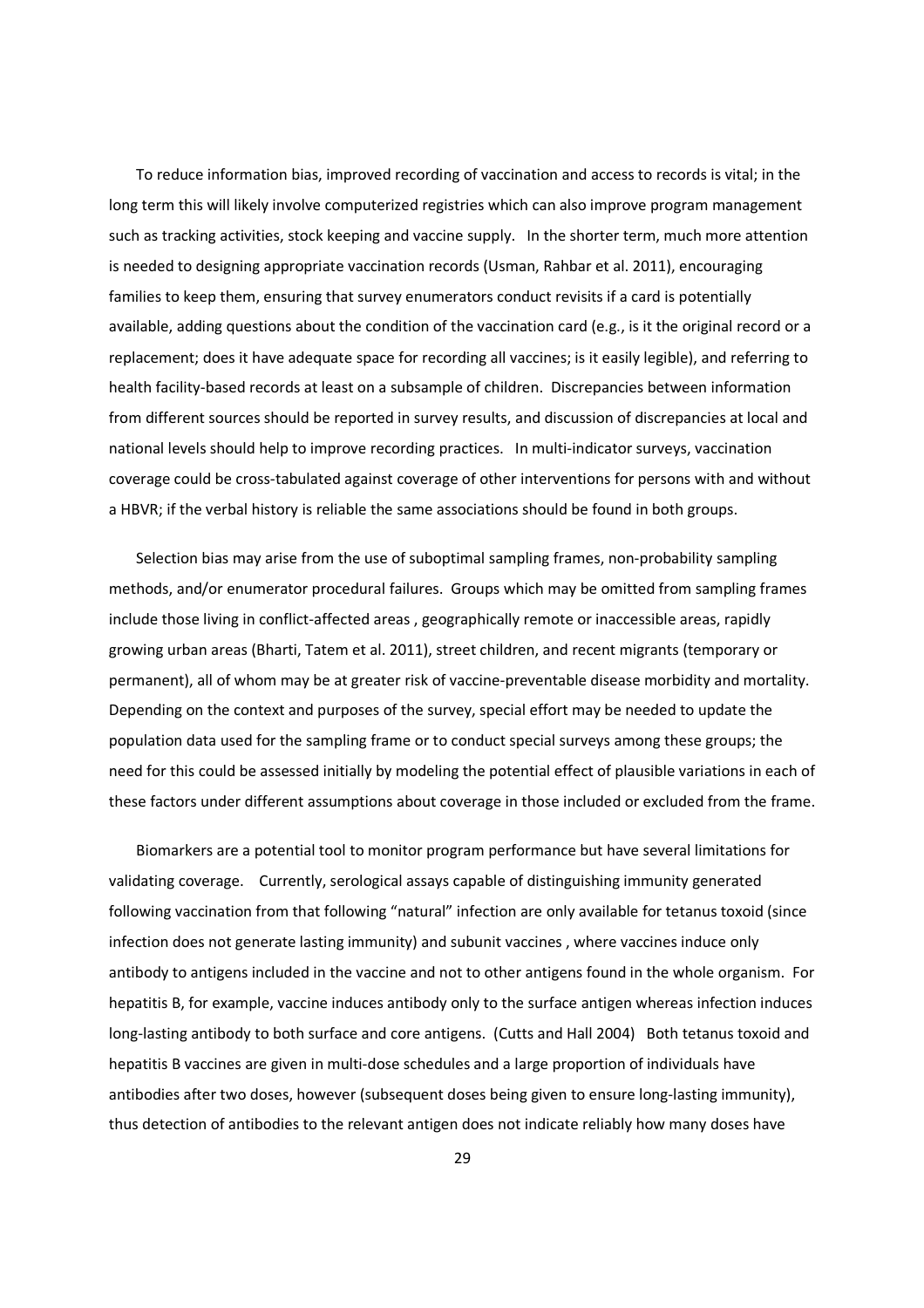To reduce information bias, improved recording of vaccination and access to records is vital; in the long term this will likely involve computerized registries which can also improve program management such as tracking activities, stock keeping and vaccine supply. In the shorter term, much more attention is needed to designing appropriate vaccination records (Usman, Rahbar et al. 2011), encouraging families to keep them, ensuring that survey enumerators conduct revisits if a card is potentially available, adding questions about the condition of the vaccination card (e.g., is it the original record or a replacement; does it have adequate space for recording all vaccines; is it easily legible), and referring to health facility-based records at least on a subsample of children. Discrepancies between information from different sources should be reported in survey results, and discussion of discrepancies at local and national levels should help to improve recording practices. In multi-indicator surveys, vaccination coverage could be cross-tabulated against coverage of other interventions for persons with and without a HBVR; if the verbal history is reliable the same associations should be found in both groups.

Selection bias may arise from the use of suboptimal sampling frames, non-probability sampling methods, and/or enumerator procedural failures. Groups which may be omitted from sampling frames include those living in conflict-affected areas , geographically remote or inaccessible areas, rapidly growing urban areas (Bharti, Tatem et al. 2011), street children, and recent migrants (temporary or permanent), all of whom may be at greater risk of vaccine-preventable disease morbidity and mortality. Depending on the context and purposes of the survey, special effort may be needed to update the population data used for the sampling frame or to conduct special surveys among these groups; the need for this could be assessed initially by modeling the potential effect of plausible variations in each of these factors under different assumptions about coverage in those included or excluded from the frame.

Biomarkers are a potential tool to monitor program performance but have several limitations for validating coverage. Currently, serological assays capable of distinguishing immunity generated following vaccination from that following "natural" infection are only available for tetanus toxoid (since infection does not generate lasting immunity) and subunit vaccines , where vaccines induce only antibody to antigens included in the vaccine and not to other antigens found in the whole organism. For hepatitis B, for example, vaccine induces antibody only to the surface antigen whereas infection induces long-lasting antibody to both surface and core antigens. (Cutts and Hall 2004) Both tetanus toxoid and hepatitis B vaccines are given in multi-dose schedules and a large proportion of individuals have antibodies after two doses, however (subsequent doses being given to ensure long-lasting immunity), thus detection of antibodies to the relevant antigen does not indicate reliably how many doses have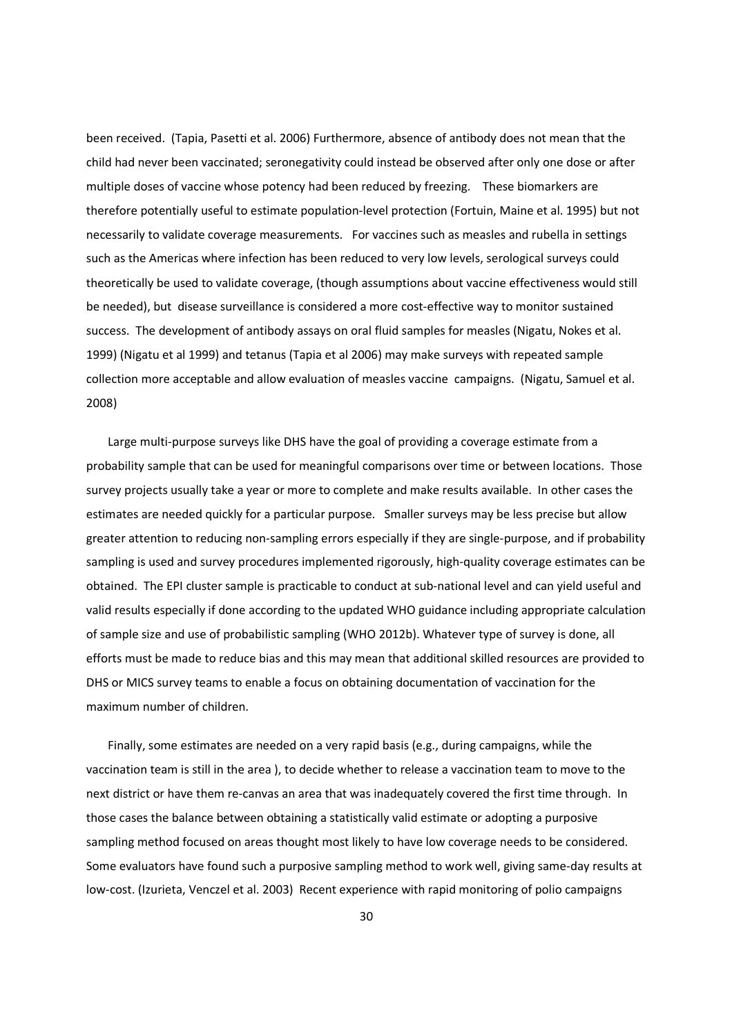been received. (Tapia, Pasetti et al. 2006) Furthermore, absence of antibody does not mean that the child had never been vaccinated; seronegativity could instead be observed after only one dose or after multiple doses of vaccine whose potency had been reduced by freezing. These biomarkers are therefore potentially useful to estimate population-level protection (Fortuin, Maine et al. 1995) but not necessarily to validate coverage measurements. For vaccines such as measles and rubella in settings such as the Americas where infection has been reduced to very low levels, serological surveys could theoretically be used to validate coverage, (though assumptions about vaccine effectiveness would still be needed), but disease surveillance is considered a more cost-effective way to monitor sustained success. The development of antibody assays on oral fluid samples for measles (Nigatu, Nokes et al. 1999) (Nigatu et al 1999) and tetanus (Tapia et al 2006) may make surveys with repeated sample collection more acceptable and allow evaluation of measles vaccine campaigns. (Nigatu, Samuel et al. 2008)

Large multi-purpose surveys like DHS have the goal of providing a coverage estimate from a probability sample that can be used for meaningful comparisons over time or between locations. Those survey projects usually take a year or more to complete and make results available. In other cases the estimates are needed quickly for a particular purpose. Smaller surveys may be less precise but allow greater attention to reducing non-sampling errors especially if they are single-purpose, and if probability sampling is used and survey procedures implemented rigorously, high-quality coverage estimates can be obtained. The EPI cluster sample is practicable to conduct at sub-national level and can yield useful and valid results especially if done according to the updated WHO guidance including appropriate calculation of sample size and use of probabilistic sampling (WHO 2012b). Whatever type of survey is done, all efforts must be made to reduce bias and this may mean that additional skilled resources are provided to DHS or MICS survey teams to enable a focus on obtaining documentation of vaccination for the maximum number of children.

Finally, some estimates are needed on a very rapid basis (e.g., during campaigns, while the vaccination team is still in the area ), to decide whether to release a vaccination team to move to the next district or have them re-canvas an area that was inadequately covered the first time through. In those cases the balance between obtaining a statistically valid estimate or adopting a purposive sampling method focused on areas thought most likely to have low coverage needs to be considered. Some evaluators have found such a purposive sampling method to work well, giving same-day results at low-cost. (Izurieta, Venczel et al. 2003) Recent experience with rapid monitoring of polio campaigns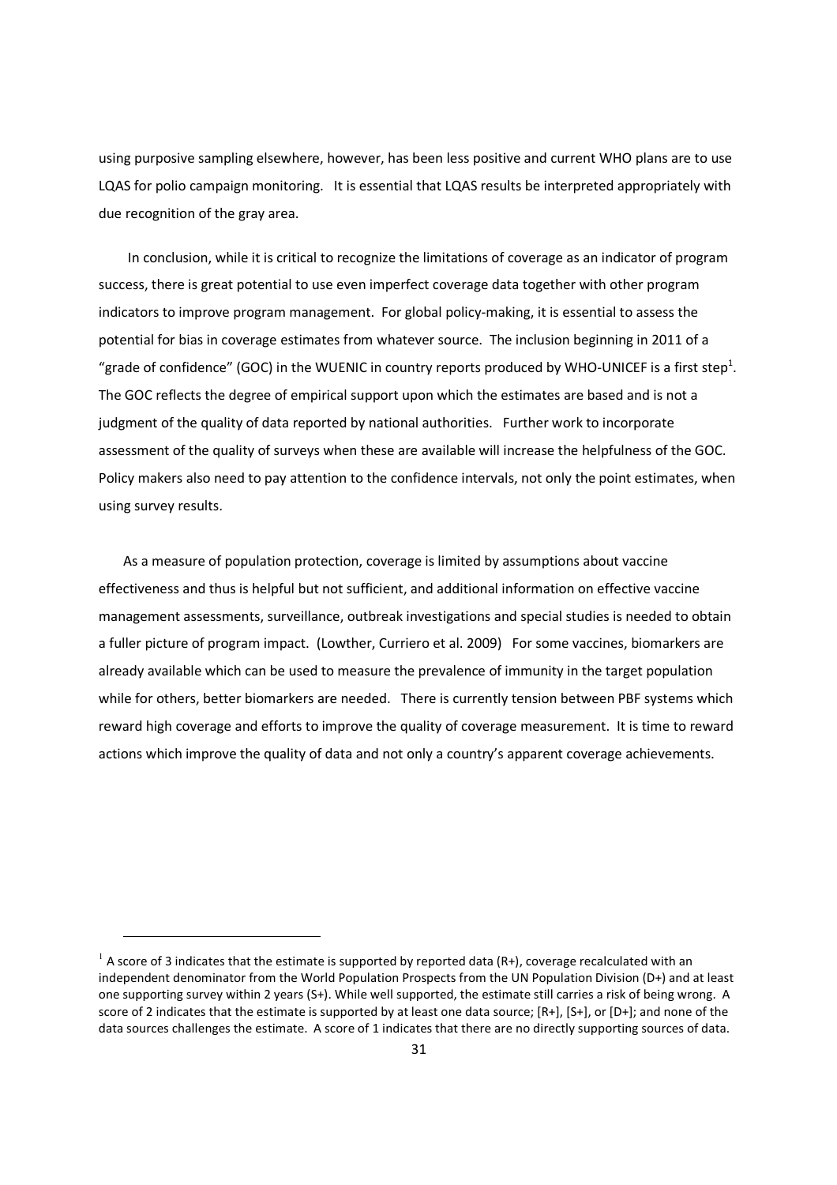using purposive sampling elsewhere, however, has been less positive and current WHO plans are to use LQAS for polio campaign monitoring. It is essential that LQAS results be interpreted appropriately with due recognition of the gray area.

In conclusion, while it is critical to recognize the limitations of coverage as an indicator of program success, there is great potential to use even imperfect coverage data together with other program indicators to improve program management. For global policy-making, it is essential to assess the potential for bias in coverage estimates from whatever source. The inclusion beginning in 2011 of a "grade of confidence" (GOC) in the WUENIC in country reports produced by WHO-UNICEF is a first step[1]. The GOC reflects the degree of empirical support upon which the estimates are based and is not a judgment of the quality of data reported by national authorities. Further work to incorporate assessment of the quality of surveys when these are available will increase the helpfulness of the GOC. Policy makers also need to pay attention to the confidence intervals, not only the point estimates, when using survey results.

As a measure of population protection, coverage is limited by assumptions about vaccine effectiveness and thus is helpful but not sufficient, and additional information on effective vaccine management assessments, surveillance, outbreak investigations and special studies is needed to obtain a fuller picture of program impact. (Lowther, Curriero et al. 2009) For some vaccines, biomarkers are already available which can be used to measure the prevalence of immunity in the target population while for others, better biomarkers are needed. There is currently tension between PBF systems which reward high coverage and efforts to improve the quality of coverage measurement. It is time to reward actions which improve the quality of data and not only a country's apparent coverage achievements.

---

[1] A score of 3 indicates that the estimate is supported by reported data (R+), coverage recalculated with an independent denominator from the World Population Prospects from the UN Population Division (D+) and at least one supporting survey within 2 years (S+). While well supported, the estimate still carries a risk of being wrong. A score of 2 indicates that the estimate is supported by at least one data source; [R+], [S+], or [D+]; and none of the data sources challenges the estimate. A score of 1 indicates that there are no directly supporting sources of data.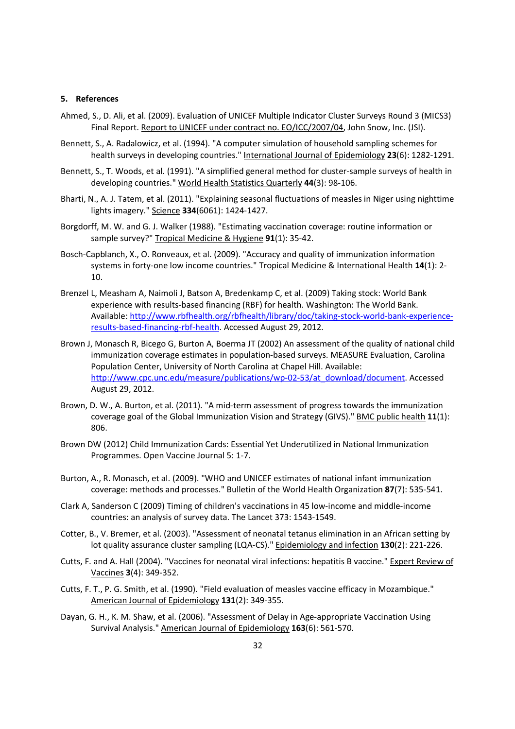## 5. References

Ahmed, S., D. Ali, et al. (2009). Evaluation of UNICEF Multiple Indicator Cluster Surveys Round 3 (MICS3) Final Report. Report to UNICEF under contract no. EO/ICC/2007/04, John Snow, Inc. (JSI).

Bennett, S., A. Radalowicz, et al. (1994). "A computer simulation of household sampling schemes for health surveys in developing countries." International Journal of Epidemiology **23**(6): 1282-1291.

Bennett, S., T. Woods, et al. (1991). "A simplified general method for cluster-sample surveys of health in developing countries." World Health Statistics Quarterly **44**(3): 98-106.

Bharti, N., A. J. Tatem, et al. (2011). "Explaining seasonal fluctuations of measles in Niger using nighttime lights imagery." Science **334**(6061): 1424-1427.

Borgdorff, M. W. and G. J. Walker (1988). "Estimating vaccination coverage: routine information or sample survey?" Tropical Medicine & Hygiene **91**(1): 35-42.

Bosch-Capblanch, X., O. Ronveaux, et al. (2009). "Accuracy and quality of immunization information systems in forty-one low income countries." Tropical Medicine & International Health **14**(1): 2-10.

Brenzel L, Measham A, Naimoli J, Batson A, Bredenkamp C, et al. (2009) Taking stock: World Bank experience with results-based financing (RBF) for health. Washington: The World Bank. Available: http://www.rbfhealth.org/rbfhealth/library/doc/taking-stock-world-bank-experience-results-based-financing-rbf-health. Accessed August 29, 2012.

Brown J, Monasch R, Bicego G, Burton A, Boerma JT (2002) An assessment of the quality of national child immunization coverage estimates in population-based surveys. MEASURE Evaluation, Carolina Population Center, University of North Carolina at Chapel Hill. Available: http://www.cpc.unc.edu/measure/publications/wp-02-53/at_download/document. Accessed August 29, 2012.

Brown, D. W., A. Burton, et al. (2011). "A mid-term assessment of progress towards the immunization coverage goal of the Global Immunization Vision and Strategy (GIVS)." BMC public health **11**(1): 806.

Brown DW (2012) Child Immunization Cards: Essential Yet Underutilized in National Immunization Programmes. Open Vaccine Journal 5: 1-7.

Burton, A., R. Monasch, et al. (2009). "WHO and UNICEF estimates of national infant immunization coverage: methods and processes." Bulletin of the World Health Organization **87**(7): 535-541.

Clark A, Sanderson C (2009) Timing of children's vaccinations in 45 low-income and middle-income countries: an analysis of survey data. The Lancet 373: 1543-1549.

Cotter, B., V. Bremer, et al. (2003). "Assessment of neonatal tetanus elimination in an African setting by lot quality assurance cluster sampling (LQA-CS)." Epidemiology and infection **130**(2): 221-226.

Cutts, F. and A. Hall (2004). "Vaccines for neonatal viral infections: hepatitis B vaccine." Expert Review of Vaccines **3**(4): 349-352.

Cutts, F. T., P. G. Smith, et al. (1990). "Field evaluation of measles vaccine efficacy in Mozambique." American Journal of Epidemiology **131**(2): 349-355.

Dayan, G. H., K. M. Shaw, et al. (2006). "Assessment of Delay in Age-appropriate Vaccination Using Survival Analysis." American Journal of Epidemiology **163**(6): 561-570.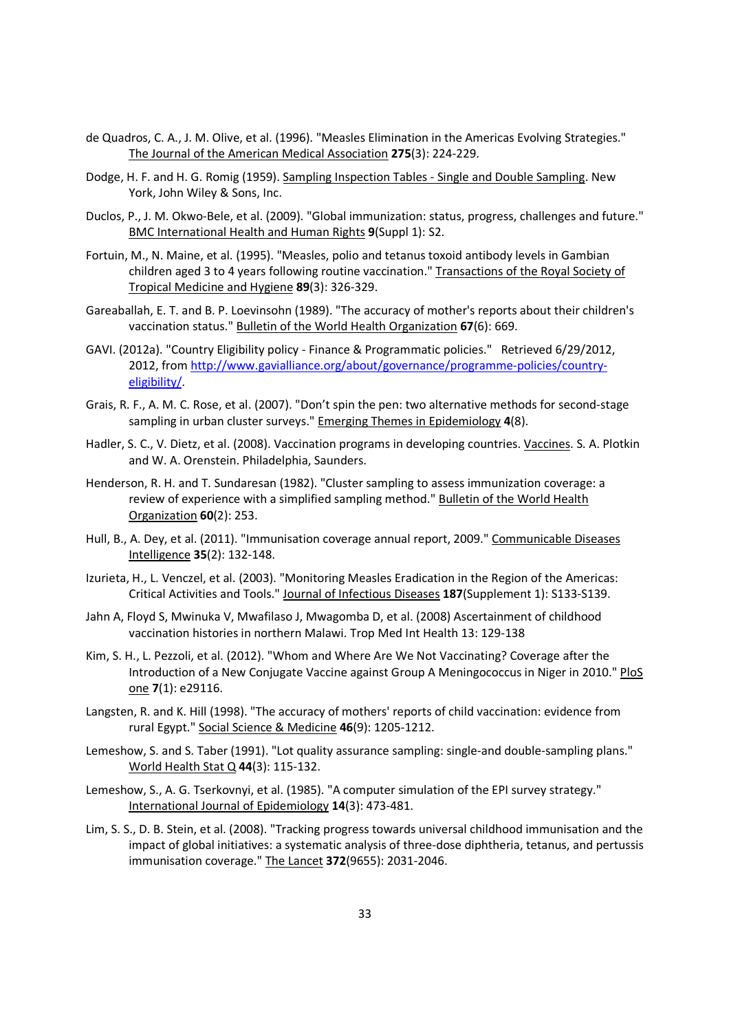de Quadros, C. A., J. M. Olive, et al. (1996). "Measles Elimination in the Americas Evolving Strategies." The Journal of the American Medical Association **275**(3): 224-229.

Dodge, H. F. and H. G. Romig (1959). Sampling Inspection Tables - Single and Double Sampling. New York, John Wiley & Sons, Inc.

Duclos, P., J. M. Okwo-Bele, et al. (2009). "Global immunization: status, progress, challenges and future." BMC International Health and Human Rights **9**(Suppl 1): S2.

Fortuin, M., N. Maine, et al. (1995). "Measles, polio and tetanus toxoid antibody levels in Gambian children aged 3 to 4 years following routine vaccination." Transactions of the Royal Society of Tropical Medicine and Hygiene **89**(3): 326-329.

Gareaballah, E. T. and B. P. Loevinsohn (1989). "The accuracy of mother's reports about their children's vaccination status." Bulletin of the World Health Organization **67**(6): 669.

GAVI. (2012a). "Country Eligibility policy - Finance & Programmatic policies." Retrieved 6/29/2012, 2012, from http://www.gavialliance.org/about/governance/programme-policies/country-eligibility/.

Grais, R. F., A. M. C. Rose, et al. (2007). "Don't spin the pen: two alternative methods for second-stage sampling in urban cluster surveys." Emerging Themes in Epidemiology **4**(8).

Hadler, S. C., V. Dietz, et al. (2008). Vaccination programs in developing countries. Vaccines. S. A. Plotkin and W. A. Orenstein. Philadelphia, Saunders.

Henderson, R. H. and T. Sundaresan (1982). "Cluster sampling to assess immunization coverage: a review of experience with a simplified sampling method." Bulletin of the World Health Organization **60**(2): 253.

Hull, B., A. Dey, et al. (2011). "Immunisation coverage annual report, 2009." Communicable Diseases Intelligence **35**(2): 132-148.

Izurieta, H., L. Venczel, et al. (2003). "Monitoring Measles Eradication in the Region of the Americas: Critical Activities and Tools." Journal of Infectious Diseases **187**(Supplement 1): S133-S139.

Jahn A, Floyd S, Mwinuka V, Mwafilaso J, Mwagomba D, et al. (2008) Ascertainment of childhood vaccination histories in northern Malawi. Trop Med Int Health 13: 129-138

Kim, S. H., L. Pezzoli, et al. (2012). "Whom and Where Are We Not Vaccinating? Coverage after the Introduction of a New Conjugate Vaccine against Group A Meningococcus in Niger in 2010." PloS one **7**(1): e29116.

Langsten, R. and K. Hill (1998). "The accuracy of mothers' reports of child vaccination: evidence from rural Egypt." Social Science & Medicine **46**(9): 1205-1212.

Lemeshow, S. and S. Taber (1991). "Lot quality assurance sampling: single-and double-sampling plans." World Health Stat Q **44**(3): 115-132.

Lemeshow, S., A. G. Tserkovnyi, et al. (1985). "A computer simulation of the EPI survey strategy." International Journal of Epidemiology **14**(3): 473-481.

Lim, S. S., D. B. Stein, et al. (2008). "Tracking progress towards universal childhood immunisation and the impact of global initiatives: a systematic analysis of three-dose diphtheria, tetanus, and pertussis immunisation coverage." The Lancet **372**(9655): 2031-2046.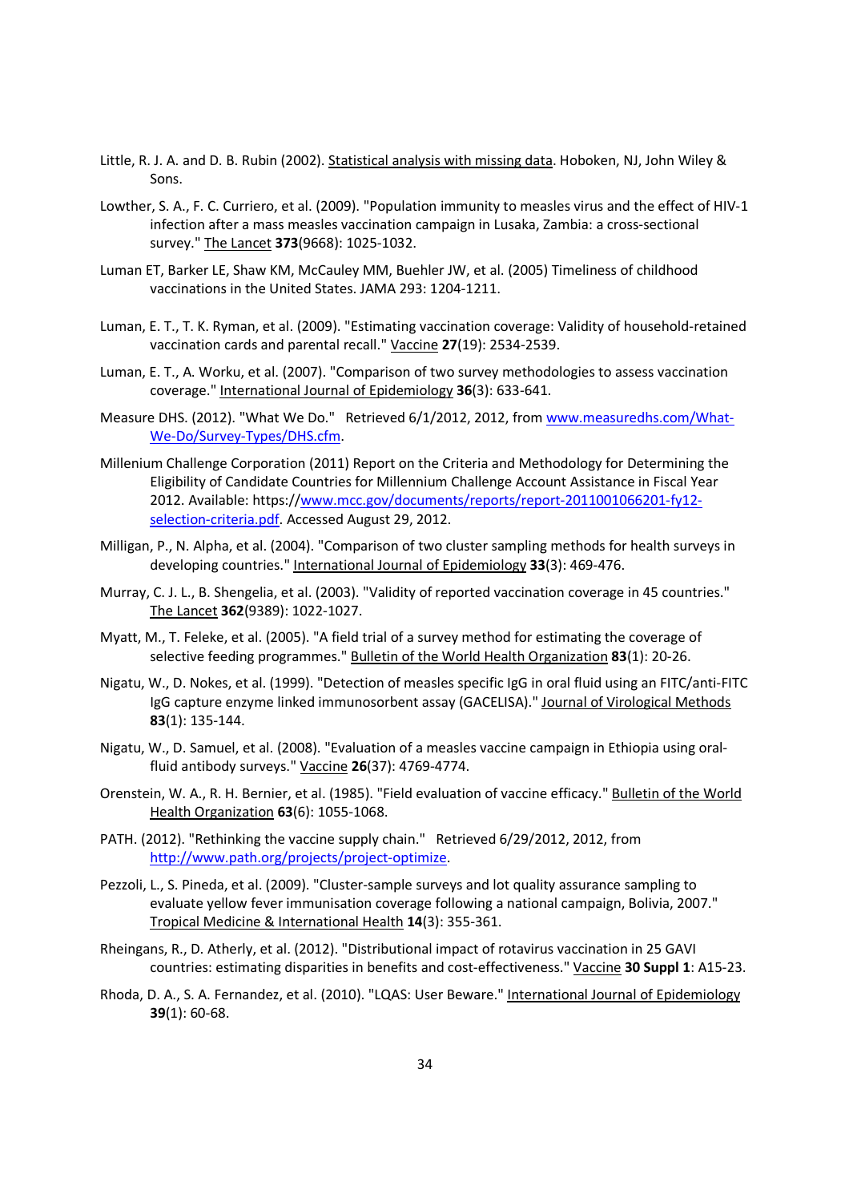Little, R. J. A. and D. B. Rubin (2002). Statistical analysis with missing data. Hoboken, NJ, John Wiley & Sons.

Lowther, S. A., F. C. Curriero, et al. (2009). "Population immunity to measles virus and the effect of HIV-1 infection after a mass measles vaccination campaign in Lusaka, Zambia: a cross-sectional survey." The Lancet **373**(9668): 1025-1032.

Luman ET, Barker LE, Shaw KM, McCauley MM, Buehler JW, et al. (2005) Timeliness of childhood vaccinations in the United States. JAMA 293: 1204-1211.

Luman, E. T., T. K. Ryman, et al. (2009). "Estimating vaccination coverage: Validity of household-retained vaccination cards and parental recall." Vaccine **27**(19): 2534-2539.

Luman, E. T., A. Worku, et al. (2007). "Comparison of two survey methodologies to assess vaccination coverage." International Journal of Epidemiology **36**(3): 633-641.

Measure DHS. (2012). "What We Do." Retrieved 6/1/2012, 2012, from www.measuredhs.com/What-We-Do/Survey-Types/DHS.cfm.

Millenium Challenge Corporation (2011) Report on the Criteria and Methodology for Determining the Eligibility of Candidate Countries for Millennium Challenge Account Assistance in Fiscal Year 2012. Available: https://www.mcc.gov/documents/reports/report-2011001066201-fy12-selection-criteria.pdf. Accessed August 29, 2012.

Milligan, P., N. Alpha, et al. (2004). "Comparison of two cluster sampling methods for health surveys in developing countries." International Journal of Epidemiology **33**(3): 469-476.

Murray, C. J. L., B. Shengelia, et al. (2003). "Validity of reported vaccination coverage in 45 countries." The Lancet **362**(9389): 1022-1027.

Myatt, M., T. Feleke, et al. (2005). "A field trial of a survey method for estimating the coverage of selective feeding programmes." Bulletin of the World Health Organization **83**(1): 20-26.

Nigatu, W., D. Nokes, et al. (1999). "Detection of measles specific IgG in oral fluid using an FITC/anti-FITC IgG capture enzyme linked immunosorbent assay (GACELISA)." Journal of Virological Methods **83**(1): 135-144.

Nigatu, W., D. Samuel, et al. (2008). "Evaluation of a measles vaccine campaign in Ethiopia using oral-fluid antibody surveys." Vaccine **26**(37): 4769-4774.

Orenstein, W. A., R. H. Bernier, et al. (1985). "Field evaluation of vaccine efficacy." Bulletin of the World Health Organization **63**(6): 1055-1068.

PATH. (2012). "Rethinking the vaccine supply chain." Retrieved 6/29/2012, 2012, from http://www.path.org/projects/project-optimize.

Pezzoli, L., S. Pineda, et al. (2009). "Cluster-sample surveys and lot quality assurance sampling to evaluate yellow fever immunisation coverage following a national campaign, Bolivia, 2007." Tropical Medicine & International Health **14**(3): 355-361.

Rheingans, R., D. Atherly, et al. (2012). "Distributional impact of rotavirus vaccination in 25 GAVI countries: estimating disparities in benefits and cost-effectiveness." Vaccine **30 Suppl 1**: A15-23.

Rhoda, D. A., S. A. Fernandez, et al. (2010). "LQAS: User Beware." International Journal of Epidemiology **39**(1): 60-68.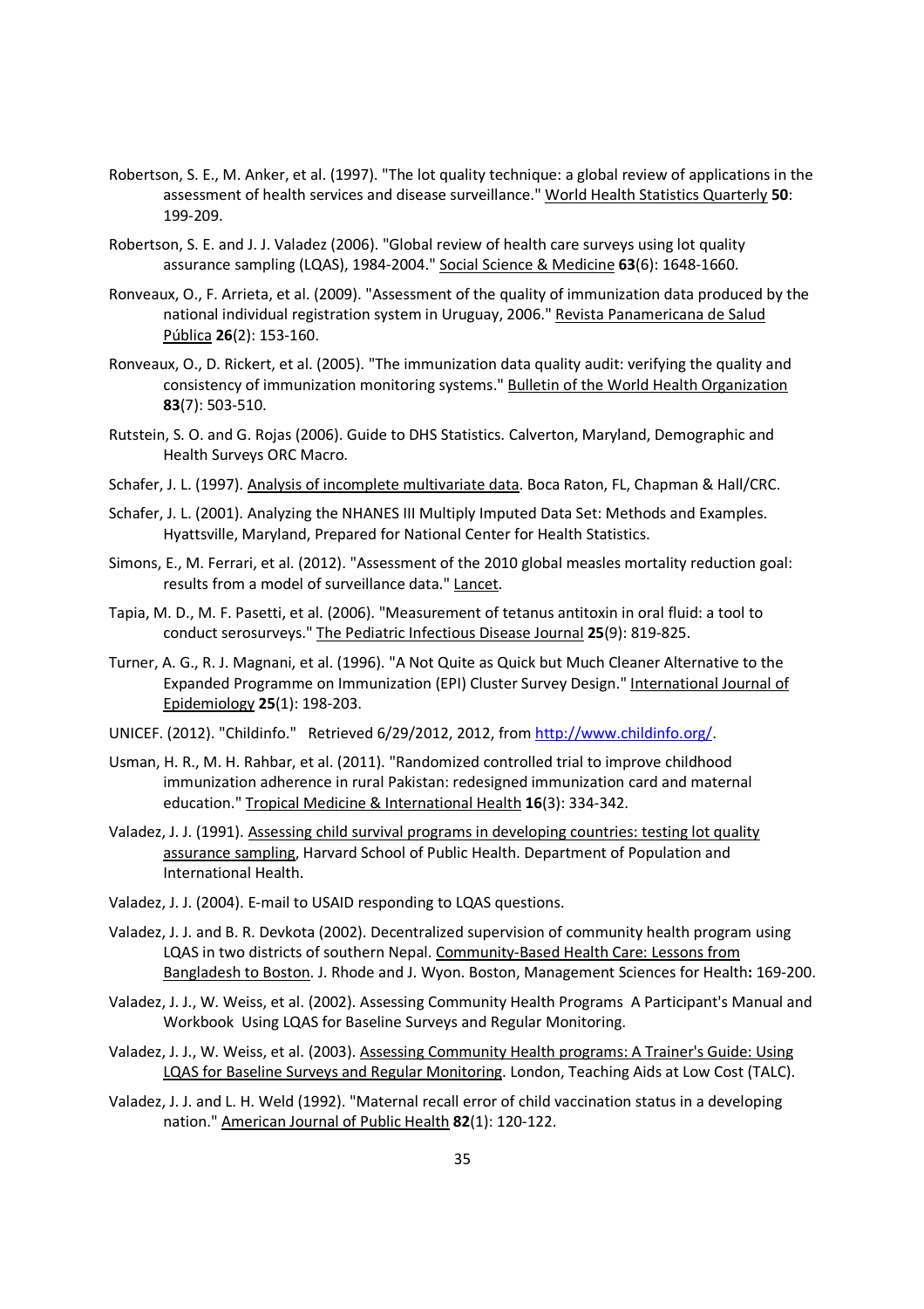Robertson, S. E., M. Anker, et al. (1997). "The lot quality technique: a global review of applications in the assessment of health services and disease surveillance." World Health Statistics Quarterly **50**: 199-209.

Robertson, S. E. and J. J. Valadez (2006). "Global review of health care surveys using lot quality assurance sampling (LQAS), 1984-2004." Social Science & Medicine **63**(6): 1648-1660.

Ronveaux, O., F. Arrieta, et al. (2009). "Assessment of the quality of immunization data produced by the national individual registration system in Uruguay, 2006." Revista Panamericana de Salud Pública **26**(2): 153-160.

Ronveaux, O., D. Rickert, et al. (2005). "The immunization data quality audit: verifying the quality and consistency of immunization monitoring systems." Bulletin of the World Health Organization **83**(7): 503-510.

Rutstein, S. O. and G. Rojas (2006). Guide to DHS Statistics. Calverton, Maryland, Demographic and Health Surveys ORC Macro.

Schafer, J. L. (1997). Analysis of incomplete multivariate data. Boca Raton, FL, Chapman & Hall/CRC.

Schafer, J. L. (2001). Analyzing the NHANES III Multiply Imputed Data Set: Methods and Examples. Hyattsville, Maryland, Prepared for National Center for Health Statistics.

Simons, E., M. Ferrari, et al. (2012). "Assessment of the 2010 global measles mortality reduction goal: results from a model of surveillance data." Lancet.

Tapia, M. D., M. F. Pasetti, et al. (2006). "Measurement of tetanus antitoxin in oral fluid: a tool to conduct serosurveys." The Pediatric Infectious Disease Journal **25**(9): 819-825.

Turner, A. G., R. J. Magnani, et al. (1996). "A Not Quite as Quick but Much Cleaner Alternative to the Expanded Programme on Immunization (EPI) Cluster Survey Design." International Journal of Epidemiology **25**(1): 198-203.

UNICEF. (2012). "Childinfo." Retrieved 6/29/2012, 2012, from http://www.childinfo.org/.

Usman, H. R., M. H. Rahbar, et al. (2011). "Randomized controlled trial to improve childhood immunization adherence in rural Pakistan: redesigned immunization card and maternal education." Tropical Medicine & International Health **16**(3): 334-342.

Valadez, J. J. (1991). Assessing child survival programs in developing countries: testing lot quality assurance sampling, Harvard School of Public Health. Department of Population and International Health.

Valadez, J. J. (2004). E-mail to USAID responding to LQAS questions.

Valadez, J. J. and B. R. Devkota (2002). Decentralized supervision of community health program using LQAS in two districts of southern Nepal. Community-Based Health Care: Lessons from Bangladesh to Boston. J. Rhode and J. Wyon. Boston, Management Sciences for Health**:** 169-200.

Valadez, J. J., W. Weiss, et al. (2002). Assessing Community Health Programs A Participant's Manual and Workbook Using LQAS for Baseline Surveys and Regular Monitoring.

Valadez, J. J., W. Weiss, et al. (2003). Assessing Community Health programs: A Trainer's Guide: Using LQAS for Baseline Surveys and Regular Monitoring. London, Teaching Aids at Low Cost (TALC).

Valadez, J. J. and L. H. Weld (1992). "Maternal recall error of child vaccination status in a developing nation." American Journal of Public Health **82**(1): 120-122.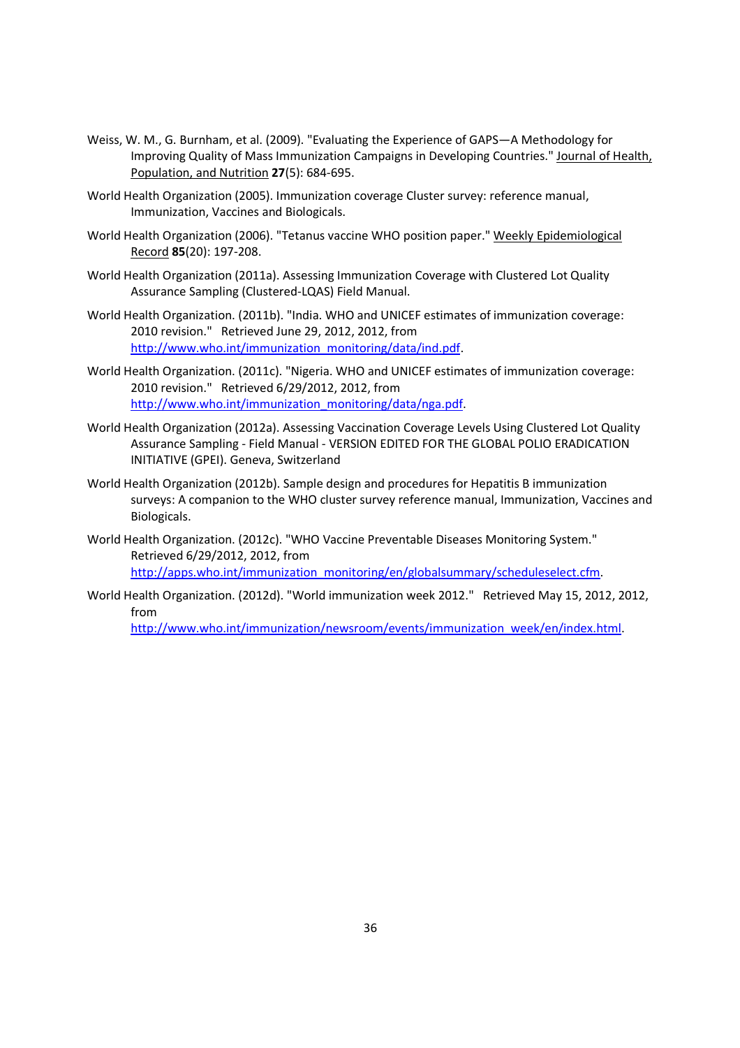Weiss, W. M., G. Burnham, et al. (2009). "Evaluating the Experience of GAPS—A Methodology for Improving Quality of Mass Immunization Campaigns in Developing Countries." Journal of Health, Population, and Nutrition **27**(5): 684-695.

World Health Organization (2005). Immunization coverage Cluster survey: reference manual, Immunization, Vaccines and Biologicals.

World Health Organization (2006). "Tetanus vaccine WHO position paper." Weekly Epidemiological Record **85**(20): 197-208.

World Health Organization (2011a). Assessing Immunization Coverage with Clustered Lot Quality Assurance Sampling (Clustered-LQAS) Field Manual.

World Health Organization. (2011b). "India. WHO and UNICEF estimates of immunization coverage: 2010 revision." Retrieved June 29, 2012, 2012, from http://www.who.int/immunization_monitoring/data/ind.pdf.

World Health Organization. (2011c). "Nigeria. WHO and UNICEF estimates of immunization coverage: 2010 revision." Retrieved 6/29/2012, 2012, from http://www.who.int/immunization_monitoring/data/nga.pdf.

World Health Organization (2012a). Assessing Vaccination Coverage Levels Using Clustered Lot Quality Assurance Sampling - Field Manual - VERSION EDITED FOR THE GLOBAL POLIO ERADICATION INITIATIVE (GPEI). Geneva, Switzerland

World Health Organization (2012b). Sample design and procedures for Hepatitis B immunization surveys: A companion to the WHO cluster survey reference manual, Immunization, Vaccines and Biologicals.

World Health Organization. (2012c). "WHO Vaccine Preventable Diseases Monitoring System." Retrieved 6/29/2012, 2012, from http://apps.who.int/immunization_monitoring/en/globalsummary/scheduleselect.cfm.

World Health Organization. (2012d). "World immunization week 2012." Retrieved May 15, 2012, 2012, from http://www.who.int/immunization/newsroom/events/immunization_week/en/index.html.